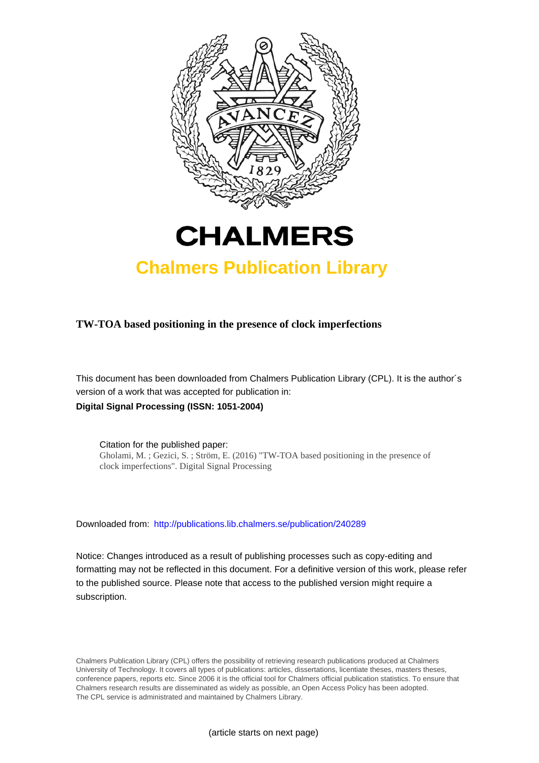# CHALMERS

## Chalmers Publication Library

**TW-TOA based positioning in the presence of clock imperfections**

This document has been downloaded from Chalmers Publication Library (CPL). It is the author´s version of a work that was accepted for publication in:

**Digital Signal Processing (ISSN: 1051-2004)**

Citation for the published paper:
Gholami, M. ; Gezici, S. ; Ström, E. (2016) "TW-TOA based positioning in the presence of clock imperfections". Digital Signal Processing

Downloaded from: http://publications.lib.chalmers.se/publication/240289

Notice: Changes introduced as a result of publishing processes such as copy-editing and formatting may not be reflected in this document. For a definitive version of this work, please refer to the published source. Please note that access to the published version might require a subscription.

Chalmers Publication Library (CPL) offers the possibility of retrieving research publications produced at Chalmers University of Technology. It covers all types of publications: articles, dissertations, licentiate theses, masters theses, conference papers, reports etc. Since 2006 it is the official tool for Chalmers official publication statistics. To ensure that Chalmers research results are disseminated as widely as possible, an Open Access Policy has been adopted. The CPL service is administrated and maintained by Chalmers Library.

(article starts on next page)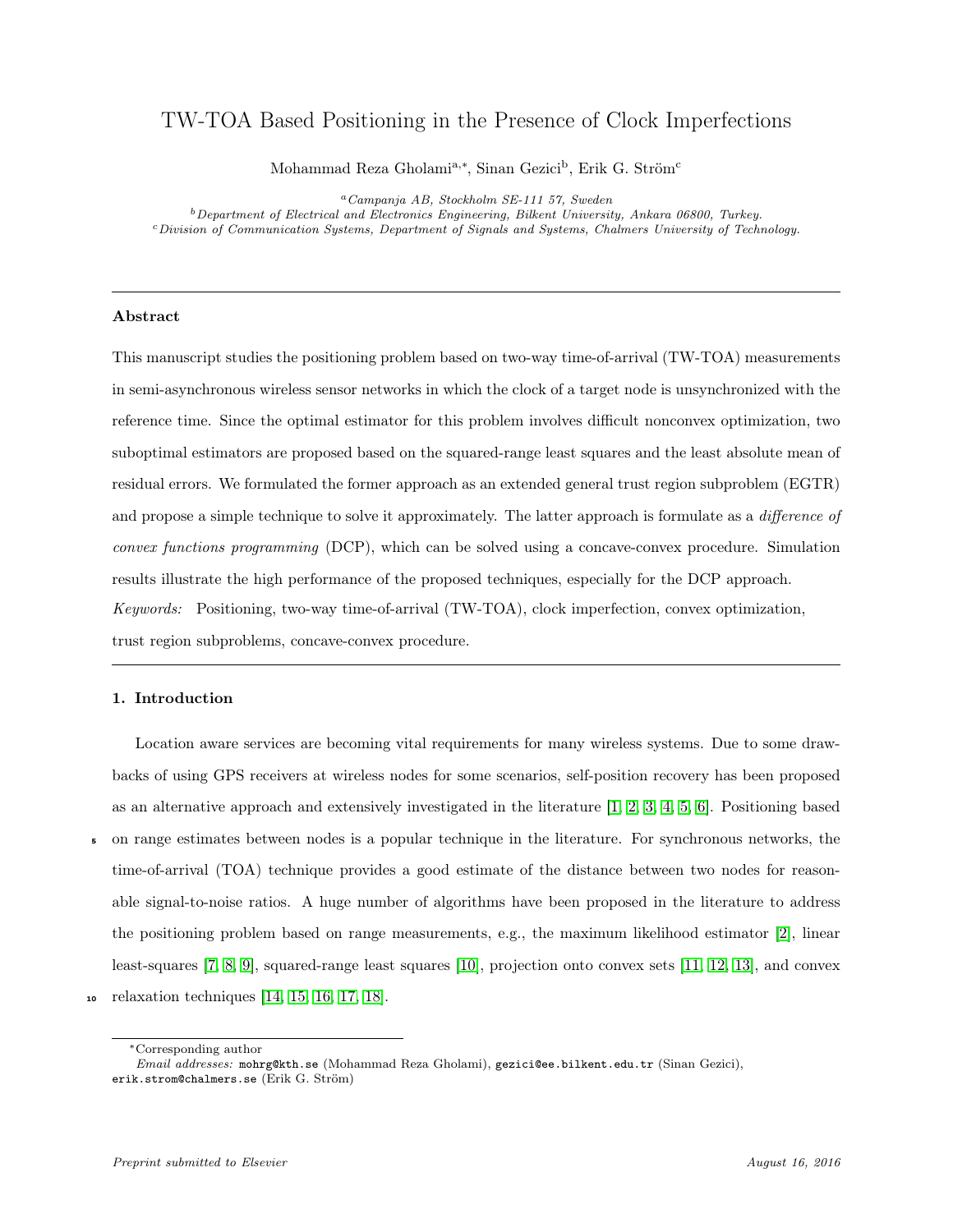# TW-TOA Based Positioning in the Presence of Clock Imperfections

Mohammad Reza Gholami[a,*], Sinan Gezici[b], Erik G. Ström[c]

[a] *Campanja AB, Stockholm SE-111 57, Sweden*
[b] *Department of Electrical and Electronics Engineering, Bilkent University, Ankara 06800, Turkey.*
[c] *Division of Communication Systems, Department of Signals and Systems, Chalmers University of Technology.*

---

### Abstract

This manuscript studies the positioning problem based on two-way time-of-arrival (TW-TOA) measurements in semi-asynchronous wireless sensor networks in which the clock of a target node is unsynchronized with the reference time. Since the optimal estimator for this problem involves difficult nonconvex optimization, two suboptimal estimators are proposed based on the squared-range least squares and the least absolute mean of residual errors. We formulated the former approach as an extended general trust region subproblem (EGTR) and propose a simple technique to solve it approximately. The latter approach is formulate as a *difference of convex functions programming* (DCP), which can be solved using a concave-convex procedure. Simulation results illustrate the high performance of the proposed techniques, especially for the DCP approach.

*Keywords:* Positioning, two-way time-of-arrival (TW-TOA), clock imperfection, convex optimization, trust region subproblems, concave-convex procedure.

---

### 1. Introduction

Location aware services are becoming vital requirements for many wireless systems. Due to some drawbacks of using GPS receivers at wireless nodes for some scenarios, self-position recovery has been proposed as an alternative approach and extensively investigated in the literature [1, 2, 3, 4, 5, 6]. Positioning based on range estimates between nodes is a popular technique in the literature. For synchronous networks, the time-of-arrival (TOA) technique provides a good estimate of the distance between two nodes for reasonable signal-to-noise ratios. A huge number of algorithms have been proposed in the literature to address the positioning problem based on range measurements, e.g., the maximum likelihood estimator [2], linear least-squares [7, 8, 9], squared-range least squares [10], projection onto convex sets [11, 12, 13], and convex relaxation techniques [14, 15, 16, 17, 18].

---

*Corresponding author

*Email addresses:* mohrg@kth.se (Mohammad Reza Gholami), gezici@ee.bilkent.edu.tr (Sinan Gezici), erik.strom@chalmers.se (Erik G. Ström)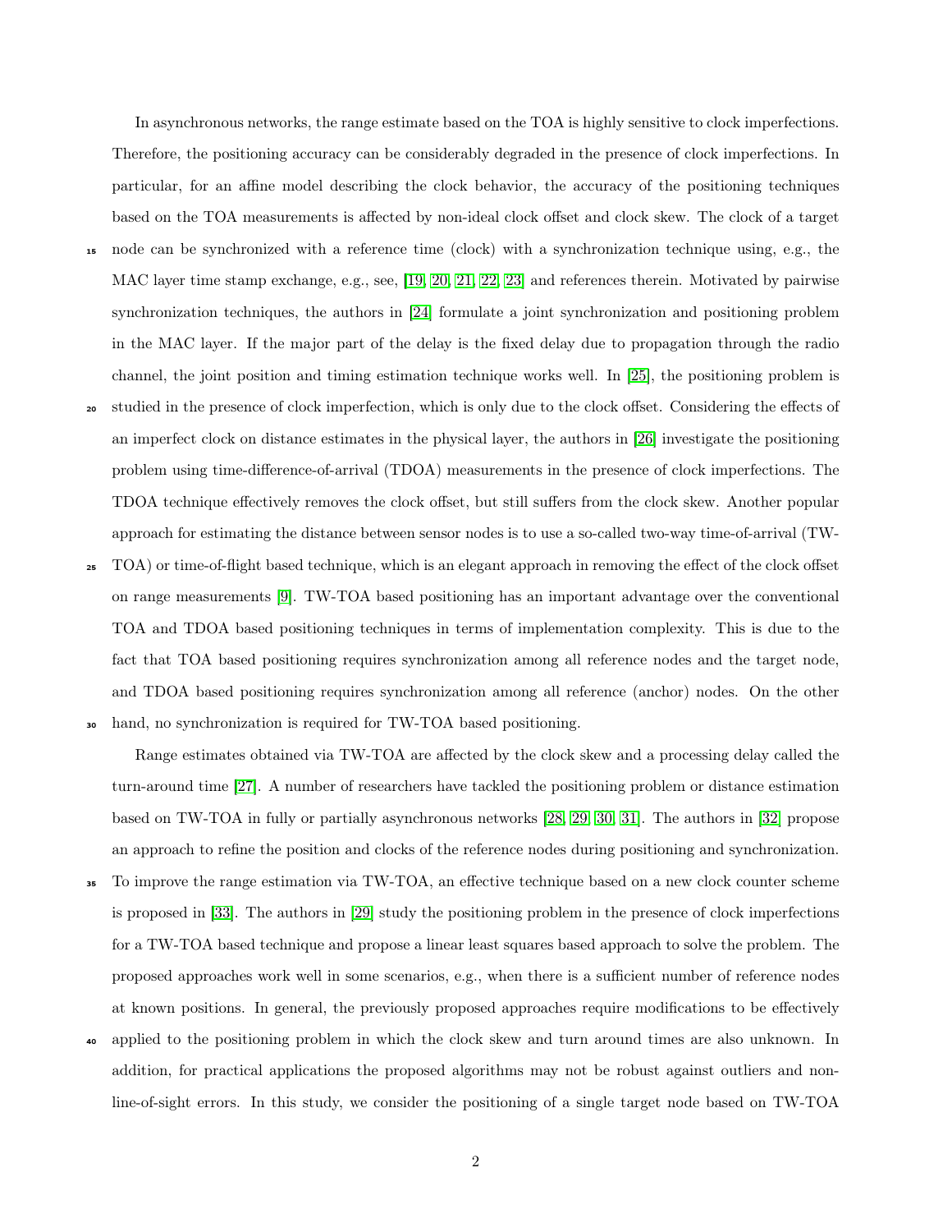In asynchronous networks, the range estimate based on the TOA is highly sensitive to clock imperfections. Therefore, the positioning accuracy can be considerably degraded in the presence of clock imperfections. In particular, for an affine model describing the clock behavior, the accuracy of the positioning techniques based on the TOA measurements is affected by non-ideal clock offset and clock skew. The clock of a target node can be synchronized with a reference time (clock) with a synchronization technique using, e.g., the MAC layer time stamp exchange, e.g., see, [19, 20, 21, 22, 23] and references therein. Motivated by pairwise synchronization techniques, the authors in [24] formulate a joint synchronization and positioning problem in the MAC layer. If the major part of the delay is the fixed delay due to propagation through the radio channel, the joint position and timing estimation technique works well. In [25], the positioning problem is studied in the presence of clock imperfection, which is only due to the clock offset. Considering the effects of an imperfect clock on distance estimates in the physical layer, the authors in [26] investigate the positioning problem using time-difference-of-arrival (TDOA) measurements in the presence of clock imperfections. The TDOA technique effectively removes the clock offset, but still suffers from the clock skew. Another popular approach for estimating the distance between sensor nodes is to use a so-called two-way time-of-arrival (TW-TOA) or time-of-flight based technique, which is an elegant approach in removing the effect of the clock offset on range measurements [9]. TW-TOA based positioning has an important advantage over the conventional TOA and TDOA based positioning techniques in terms of implementation complexity. This is due to the fact that TOA based positioning requires synchronization among all reference nodes and the target node, and TDOA based positioning requires synchronization among all reference (anchor) nodes. On the other hand, no synchronization is required for TW-TOA based positioning.

Range estimates obtained via TW-TOA are affected by the clock skew and a processing delay called the turn-around time [27]. A number of researchers have tackled the positioning problem or distance estimation based on TW-TOA in fully or partially asynchronous networks [28, 29, 30, 31]. The authors in [32] propose an approach to refine the position and clocks of the reference nodes during positioning and synchronization. To improve the range estimation via TW-TOA, an effective technique based on a new clock counter scheme is proposed in [33]. The authors in [29] study the positioning problem in the presence of clock imperfections for a TW-TOA based technique and propose a linear least squares based approach to solve the problem. The proposed approaches work well in some scenarios, e.g., when there is a sufficient number of reference nodes at known positions. In general, the previously proposed approaches require modifications to be effectively applied to the positioning problem in which the clock skew and turn around times are also unknown. In addition, for practical applications the proposed algorithms may not be robust against outliers and non-line-of-sight errors. In this study, we consider the positioning of a single target node based on TW-TOA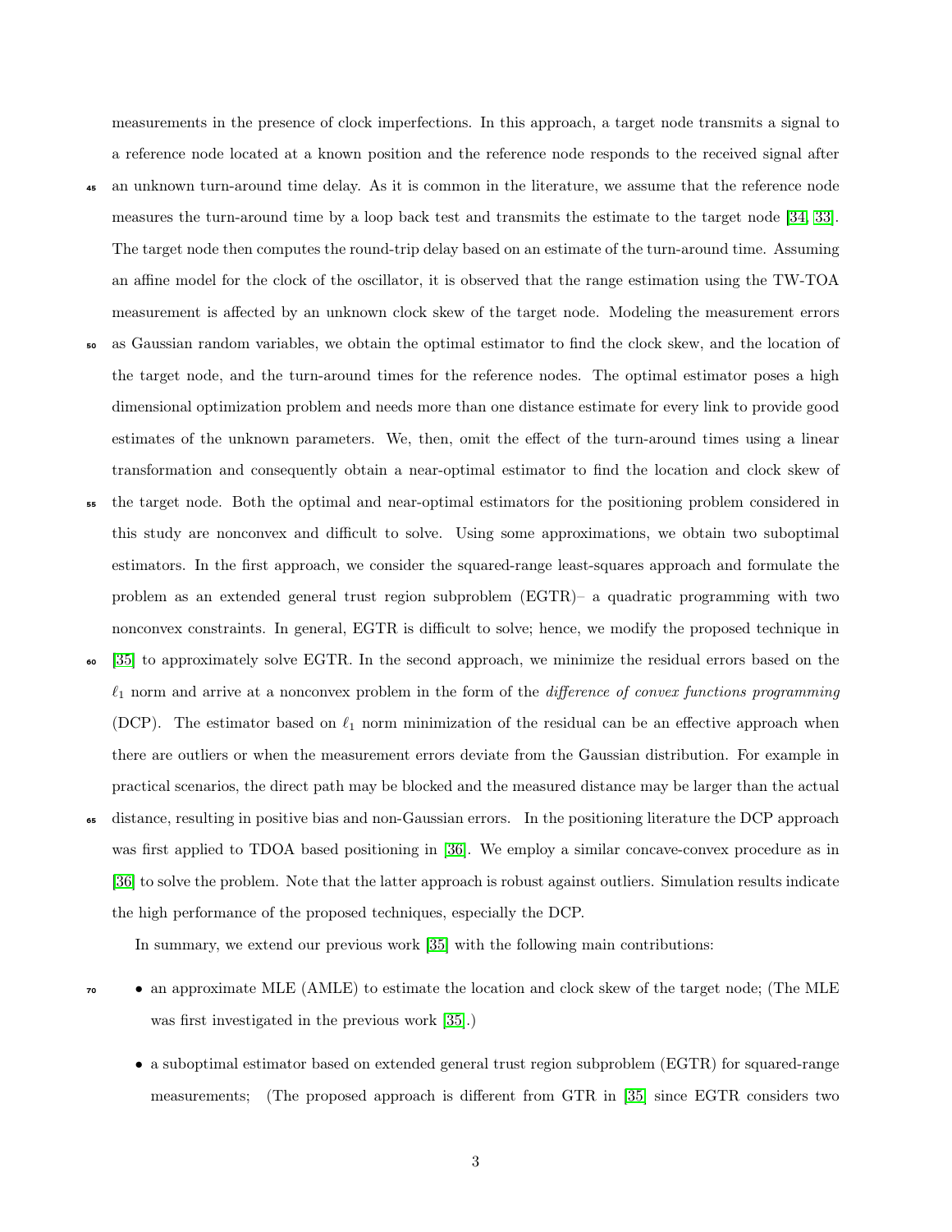measurements in the presence of clock imperfections. In this approach, a target node transmits a signal to a reference node located at a known position and the reference node responds to the received signal after an unknown turn-around time delay. As it is common in the literature, we assume that the reference node measures the turn-around time by a loop back test and transmits the estimate to the target node [34, 33]. The target node then computes the round-trip delay based on an estimate of the turn-around time. Assuming an affine model for the clock of the oscillator, it is observed that the range estimation using the TW-TOA measurement is affected by an unknown clock skew of the target node. Modeling the measurement errors as Gaussian random variables, we obtain the optimal estimator to find the clock skew, and the location of the target node, and the turn-around times for the reference nodes. The optimal estimator poses a high dimensional optimization problem and needs more than one distance estimate for every link to provide good estimates of the unknown parameters. We, then, omit the effect of the turn-around times using a linear transformation and consequently obtain a near-optimal estimator to find the location and clock skew of the target node. Both the optimal and near-optimal estimators for the positioning problem considered in this study are nonconvex and difficult to solve. Using some approximations, we obtain two suboptimal estimators. In the first approach, we consider the squared-range least-squares approach and formulate the problem as an extended general trust region subproblem (EGTR)– a quadratic programming with two nonconvex constraints. In general, EGTR is difficult to solve; hence, we modify the proposed technique in [35] to approximately solve EGTR. In the second approach, we minimize the residual errors based on the $\ell_1$ norm and arrive at a nonconvex problem in the form of the *difference of convex functions programming* (DCP). The estimator based on $\ell_1$ norm minimization of the residual can be an effective approach when there are outliers or when the measurement errors deviate from the Gaussian distribution. For example in practical scenarios, the direct path may be blocked and the measured distance may be larger than the actual distance, resulting in positive bias and non-Gaussian errors. In the positioning literature the DCP approach was first applied to TDOA based positioning in [36]. We employ a similar concave-convex procedure as in [36] to solve the problem. Note that the latter approach is robust against outliers. Simulation results indicate the high performance of the proposed techniques, especially the DCP.

In summary, we extend our previous work [35] with the following main contributions:

- an approximate MLE (AMLE) to estimate the location and clock skew of the target node; (The MLE was first investigated in the previous work [35].)
- a suboptimal estimator based on extended general trust region subproblem (EGTR) for squared-range measurements; (The proposed approach is different from GTR in [35] since EGTR considers two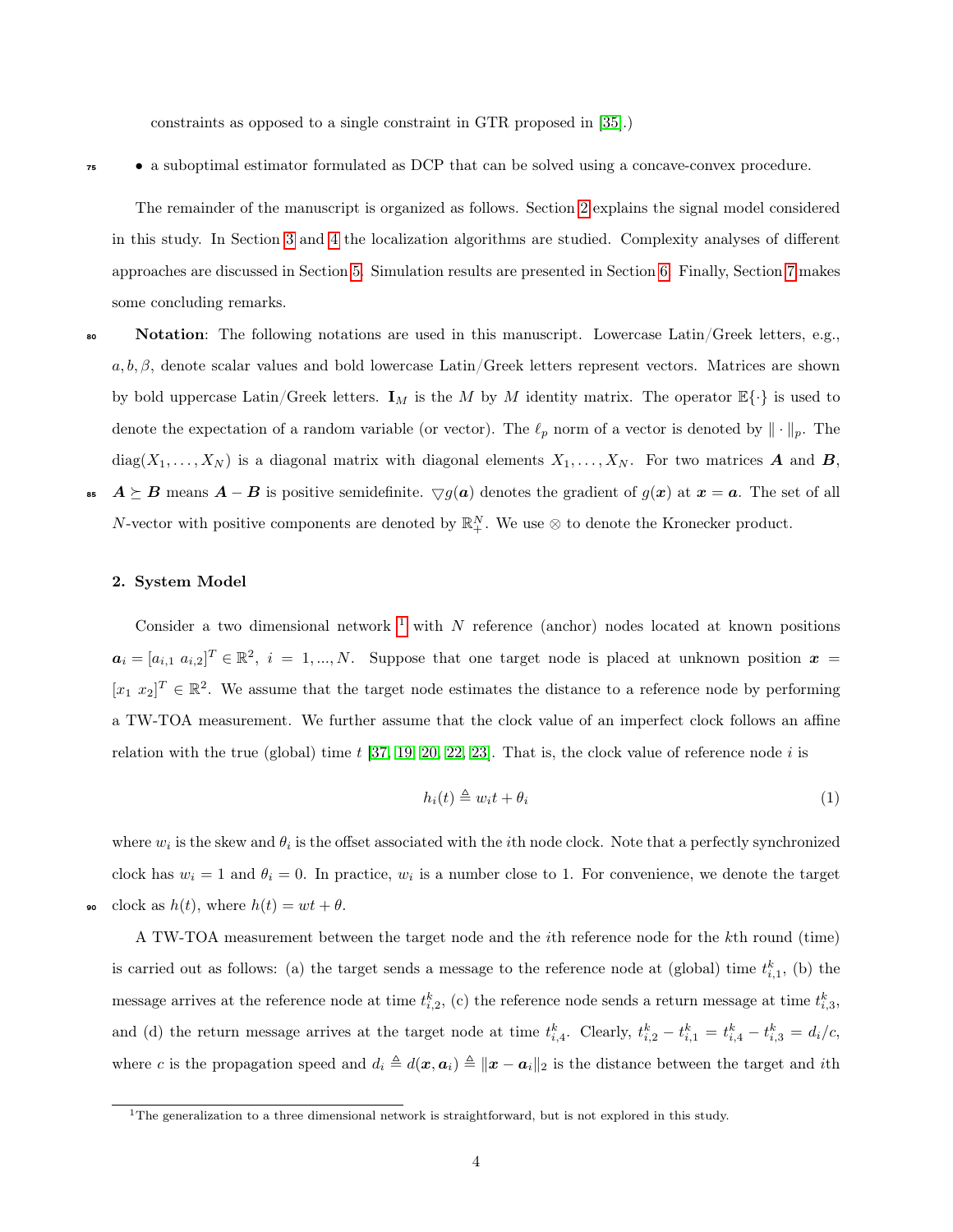constraints as opposed to a single constraint in GTR proposed in [35].)

- a suboptimal estimator formulated as DCP that can be solved using a concave-convex procedure.

The remainder of the manuscript is organized as follows. Section 2 explains the signal model considered in this study. In Section 3 and 4 the localization algorithms are studied. Complexity analyses of different approaches are discussed in Section 5. Simulation results are presented in Section 6. Finally, Section 7 makes some concluding remarks.

**Notation**: The following notations are used in this manuscript. Lowercase Latin/Greek letters, e.g., $a, b, \beta$, denote scalar values and bold lowercase Latin/Greek letters represent vectors. Matrices are shown by bold uppercase Latin/Greek letters. $\mathbf{I}_M$ is the $M$ by $M$ identity matrix. The operator $\mathbb{E}\{\cdot\}$ is used to denote the expectation of a random variable (or vector). The $\ell_p$ norm of a vector is denoted by $\|\cdot\|_p$. The $\text{diag}(X_1, \ldots, X_N)$ is a diagonal matrix with diagonal elements $X_1, \ldots, X_N$. For two matrices $\boldsymbol{A}$ and $\boldsymbol{B}$, $\boldsymbol{A} \succeq \boldsymbol{B}$ means $\boldsymbol{A} - \boldsymbol{B}$ is positive semidefinite. $\triangledown g(\boldsymbol{a})$ denotes the gradient of $g(\boldsymbol{x})$ at $\boldsymbol{x} = \boldsymbol{a}$. The set of all $N$-vector with positive components are denoted by $\mathbb{R}^N_+$. We use $\otimes$ to denote the Kronecker product.

## 2. System Model

Consider a two dimensional network [1] with $N$ reference (anchor) nodes located at known positions $\boldsymbol{a}_i = [a_{i,1}\ a_{i,2}]^T \in \mathbb{R}^2,\ i = 1, ..., N$. Suppose that one target node is placed at unknown position $\boldsymbol{x} = [x_1\ x_2]^T \in \mathbb{R}^2$. We assume that the target node estimates the distance to a reference node by performing a TW-TOA measurement. We further assume that the clock value of an imperfect clock follows an affine relation with the true (global) time $t$ [37, 19, 20, 22, 23]. That is, the clock value of reference node $i$ is

$$h_i(t) \triangleq w_i t + \theta_i \tag{1}$$

where $w_i$ is the skew and $\theta_i$ is the offset associated with the $i$th node clock. Note that a perfectly synchronized clock has $w_i = 1$ and $\theta_i = 0$. In practice, $w_i$ is a number close to 1. For convenience, we denote the target clock as $h(t)$, where $h(t) = wt + \theta$.

A TW-TOA measurement between the target node and the $i$th reference node for the $k$th round (time) is carried out as follows: (a) the target sends a message to the reference node at (global) time $t^k_{i,1}$, (b) the message arrives at the reference node at time $t^k_{i,2}$, (c) the reference node sends a return message at time $t^k_{i,3}$, and (d) the return message arrives at the target node at time $t^k_{i,4}$. Clearly, $t^k_{i,2} - t^k_{i,1} = t^k_{i,4} - t^k_{i,3} = d_i/c$, where $c$ is the propagation speed and $d_i \triangleq d(\boldsymbol{x}, \boldsymbol{a}_i) \triangleq \|\boldsymbol{x} - \boldsymbol{a}_i\|_2$ is the distance between the target and $i$th

[1] The generalization to a three dimensional network is straightforward, but is not explored in this study.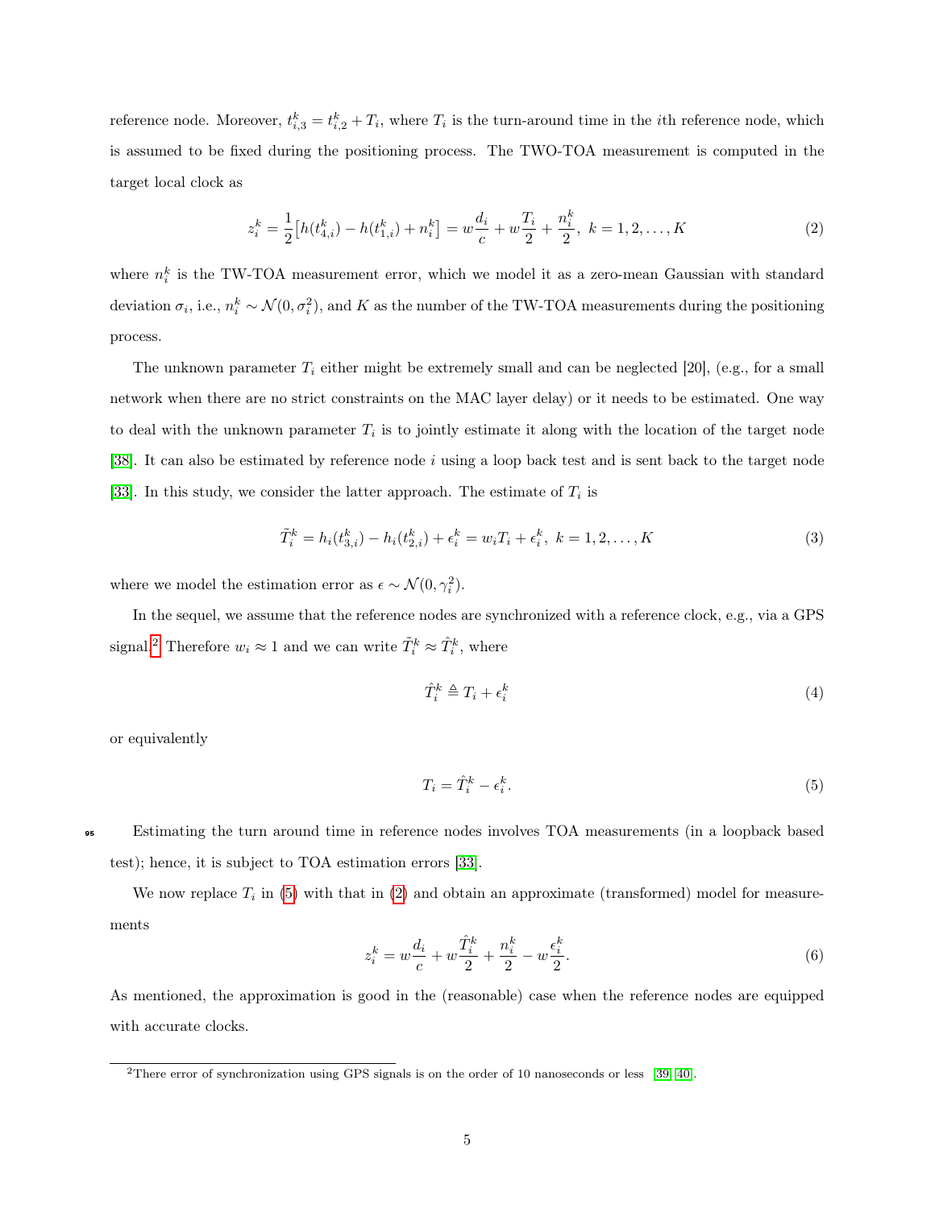reference node. Moreover, $t_{i,3}^k = t_{i,2}^k + T_i$, where $T_i$ is the turn-around time in the $i$th reference node, which is assumed to be fixed during the positioning process. The TWO-TOA measurement is computed in the target local clock as

$$z_i^k = \frac{1}{2}\big[h(t_{4,i}^k) - h(t_{1,i}^k) + n_i^k\big] = w\frac{d_i}{c} + w\frac{T_i}{2} + \frac{n_i^k}{2},\ k = 1, 2, \dots, K \tag{2}$$

where $n_i^k$ is the TW-TOA measurement error, which we model it as a zero-mean Gaussian with standard deviation $\sigma_i$, i.e., $n_i^k \sim \mathcal{N}(0, \sigma_i^2)$, and $K$ as the number of the TW-TOA measurements during the positioning process.

The unknown parameter $T_i$ either might be extremely small and can be neglected [20], (e.g., for a small network when there are no strict constraints on the MAC layer delay) or it needs to be estimated. One way to deal with the unknown parameter $T_i$ is to jointly estimate it along with the location of the target node [38]. It can also be estimated by reference node $i$ using a loop back test and is sent back to the target node [33]. In this study, we consider the latter approach. The estimate of $T_i$ is

$$\tilde{T}_i^k = h_i(t_{3,i}^k) - h_i(t_{2,i}^k) + \epsilon_i^k = w_i T_i + \epsilon_i^k,\ k = 1, 2, \dots, K \tag{3}$$

where we model the estimation error as $\epsilon \sim \mathcal{N}(0, \gamma_i^2)$.

In the sequel, we assume that the reference nodes are synchronized with a reference clock, e.g., via a GPS signal.[2] Therefore $w_i \approx 1$ and we can write $\tilde{T}_i^k \approx \hat{T}_i^k$, where

$$\hat{T}_i^k \triangleq T_i + \epsilon_i^k \tag{4}$$

or equivalently

$$T_i = \hat{T}_i^k - \epsilon_i^k. \tag{5}$$

Estimating the turn around time in reference nodes involves TOA measurements (in a loopback based test); hence, it is subject to TOA estimation errors [33].

We now replace $T_i$ in (5) with that in (2) and obtain an approximate (transformed) model for measurements

$$z_i^k = w\frac{d_i}{c} + w\frac{\hat{T}_i^k}{2} + \frac{n_i^k}{2} - w\frac{\epsilon_i^k}{2}. \tag{6}$$

As mentioned, the approximation is good in the (reasonable) case when the reference nodes are equipped with accurate clocks.

[2] There error of synchronization using GPS signals is on the order of 10 nanoseconds or less [39, 40].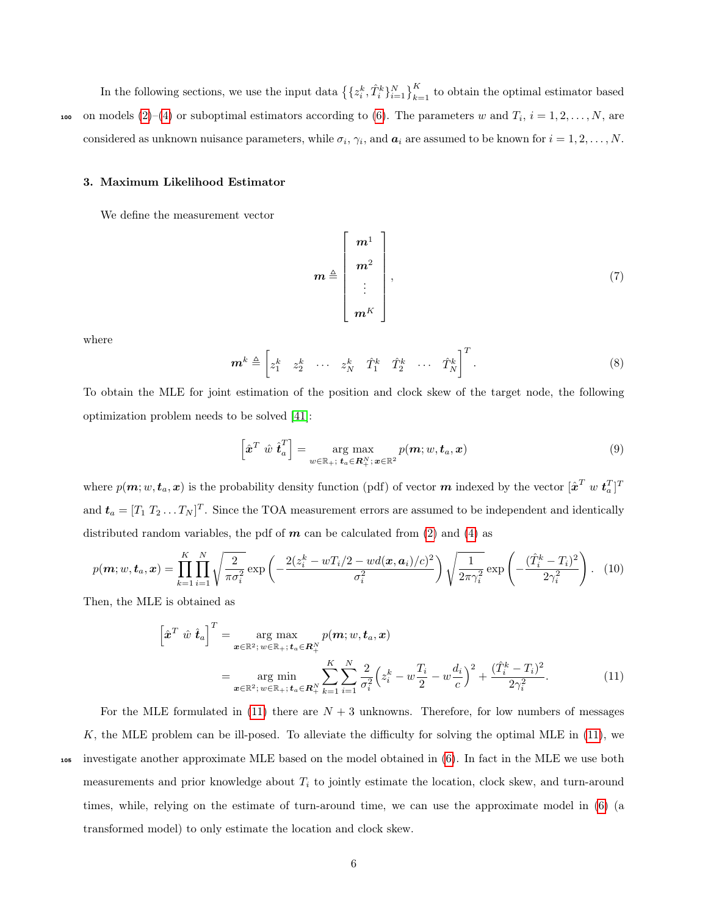In the following sections, we use the input data $\left\{\{z_i^k, \hat{T}_i^k\}_{i=1}^N\right\}_{k=1}^K$ to obtain the optimal estimator based on models (2)–(4) or suboptimal estimators according to (6). The parameters $w$ and $T_i$, $i = 1, 2, \ldots, N$, are considered as unknown nuisance parameters, while $\sigma_i$, $\gamma_i$, and $\boldsymbol{a}_i$ are assumed to be known for $i = 1, 2, \ldots, N$.

### 3. Maximum Likelihood Estimator

We define the measurement vector

$$
\boldsymbol{m} \triangleq \begin{bmatrix} \boldsymbol{m}^1 \\ \boldsymbol{m}^2 \\ \vdots \\ \boldsymbol{m}^K \end{bmatrix}, \tag{7}
$$

where

$$
\boldsymbol{m}^k \triangleq \begin{bmatrix} z_1^k & z_2^k & \cdots & z_N^k & \hat{T}_1^k & \hat{T}_2^k & \cdots & \hat{T}_N^k \end{bmatrix}^T. \tag{8}
$$

To obtain the MLE for joint estimation of the position and clock skew of the target node, the following optimization problem needs to be solved [41]:

$$
\begin{bmatrix} \hat{\boldsymbol{x}}^T & \hat{w} & \hat{\boldsymbol{t}}_a^T \end{bmatrix} = \underset{w \in \mathbb{R}_+;\, \boldsymbol{t}_a \in \boldsymbol{R}_+^N;\, \boldsymbol{x} \in \mathbb{R}^2}{\arg\max} \; p(\boldsymbol{m}; w, \boldsymbol{t}_a, \boldsymbol{x}) \tag{9}
$$

where $p(\boldsymbol{m}; w, \boldsymbol{t}_a, \boldsymbol{x})$ is the probability density function (pdf) of vector $\boldsymbol{m}$ indexed by the vector $[\hat{\boldsymbol{x}}^T \; w \; \boldsymbol{t}_a^T]^T$ and $\boldsymbol{t}_a = [T_1 \; T_2 \ldots T_N]^T$. Since the TOA measurement errors are assumed to be independent and identically distributed random variables, the pdf of $\boldsymbol{m}$ can be calculated from (2) and (4) as

$$
p(\boldsymbol{m}; w, \boldsymbol{t}_a, \boldsymbol{x}) = \prod_{k=1}^{K} \prod_{i=1}^{N} \sqrt{\frac{2}{\pi \sigma_i^2}} \exp\left(-\frac{2(z_i^k - wT_i/2 - wd(\boldsymbol{x}, \boldsymbol{a}_i)/c)^2}{\sigma_i^2}\right) \sqrt{\frac{1}{2\pi\gamma_i^2}} \exp\left(-\frac{(\hat{T}_i^k - T_i)^2}{2\gamma_i^2}\right). \tag{10}
$$

Then, the MLE is obtained as

$$
\begin{aligned}
\begin{bmatrix} \hat{\boldsymbol{x}}^T & \hat{w} & \hat{\boldsymbol{t}}_a \end{bmatrix}^T &= \underset{\boldsymbol{x} \in \mathbb{R}^2;\, w \in \mathbb{R}_+;\, \boldsymbol{t}_a \in \boldsymbol{R}_+^N}{\arg\max} \; p(\boldsymbol{m}; w, \boldsymbol{t}_a, \boldsymbol{x}) \\
&= \underset{\boldsymbol{x} \in \mathbb{R}^2;\, w \in \mathbb{R}_+;\, \boldsymbol{t}_a \in \boldsymbol{R}_+^N}{\arg\min} \sum_{k=1}^{K} \sum_{i=1}^{N} \frac{2}{\sigma_i^2} \Big(z_i^k - w\frac{T_i}{2} - w\frac{d_i}{c}\Big)^2 + \frac{(\hat{T}_i^k - T_i)^2}{2\gamma_i^2}.
\end{aligned} \tag{11}
$$

For the MLE formulated in (11) there are $N + 3$ unknowns. Therefore, for low numbers of messages $K$, the MLE problem can be ill-posed. To alleviate the difficulty for solving the optimal MLE in (11), we investigate another approximate MLE based on the model obtained in (6). In fact in the MLE we use both measurements and prior knowledge about $T_i$ to jointly estimate the location, clock skew, and turn-around times, while, relying on the estimate of turn-around time, we can use the approximate model in (6) (a transformed model) to only estimate the location and clock skew.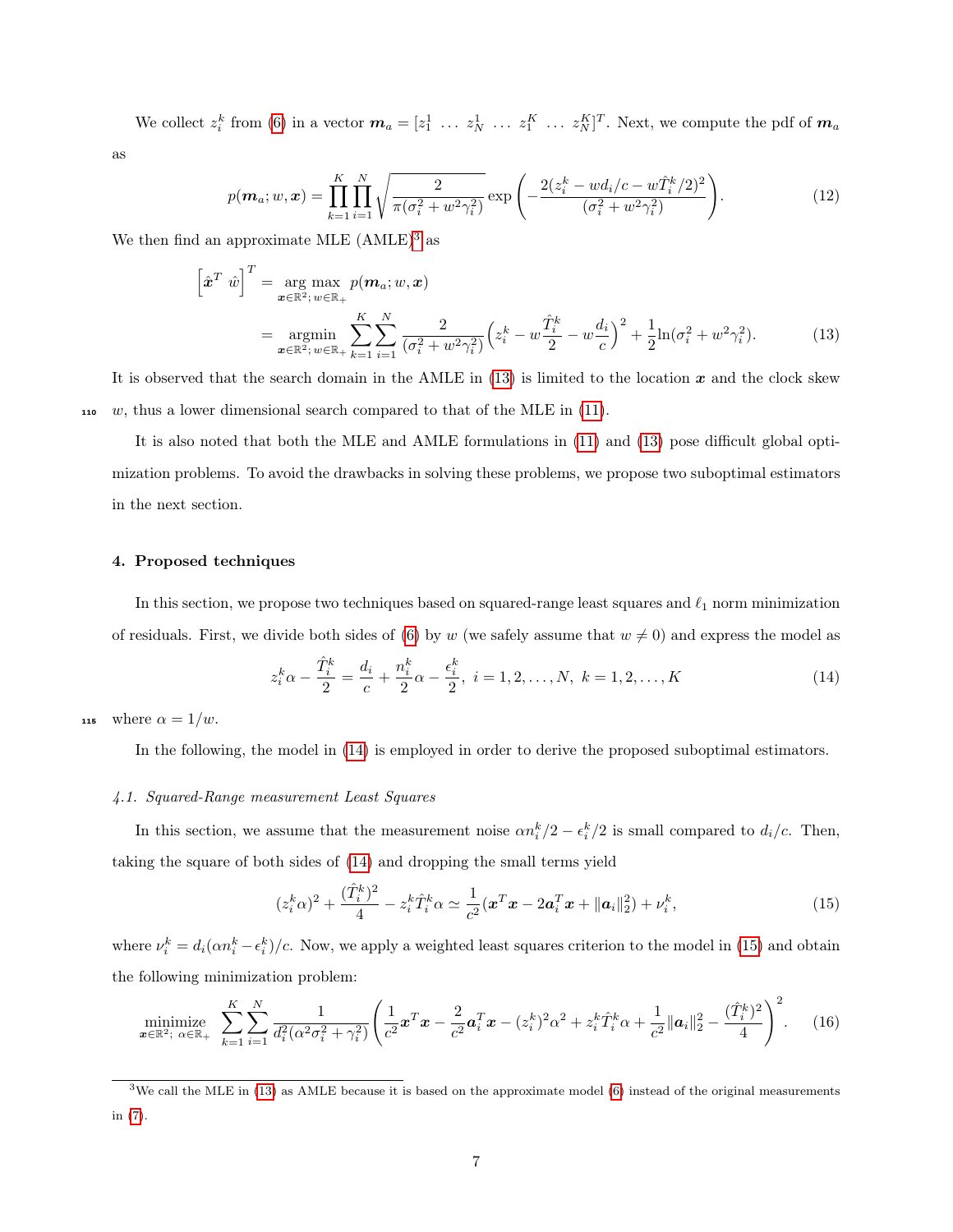We collect $z_i^k$ from (6) in a vector $\boldsymbol{m}_a = [z_1^1 \ \dots \ z_N^1 \ \dots \ z_1^K \ \dots \ z_N^K]^T$. Next, we compute the pdf of $\boldsymbol{m}_a$ as

$$p(\boldsymbol{m}_a; w, \boldsymbol{x}) = \prod_{k=1}^{K}\prod_{i=1}^{N}\sqrt{\frac{2}{\pi(\sigma_i^2 + w^2\gamma_i^2)}}\exp\left(-\frac{2(z_i^k - wd_i/c - w\hat{T}_i^k/2)^2}{(\sigma_i^2 + w^2\gamma_i^2)}\right). \tag{12}$$

We then find an approximate MLE (AMLE)[3] as

$$\begin{aligned}\left[\hat{\boldsymbol{x}}^T \ \hat{w}\right]^T &= \underset{\boldsymbol{x}\in\mathbb{R}^2;\, w\in\mathbb{R}_+}{\arg\max}\ p(\boldsymbol{m}_a; w, \boldsymbol{x}) \\ &= \underset{\boldsymbol{x}\in\mathbb{R}^2;\, w\in\mathbb{R}_+}{\operatorname{argmin}} \sum_{k=1}^{K}\sum_{i=1}^{N}\frac{2}{(\sigma_i^2 + w^2\gamma_i^2)}\Big(z_i^k - w\frac{\hat{T}_i^k}{2} - w\frac{d_i}{c}\Big)^2 + \frac{1}{2}\ln(\sigma_i^2 + w^2\gamma_i^2).\end{aligned} \tag{13}$$

It is observed that the search domain in the AMLE in (13) is limited to the location $\boldsymbol{x}$ and the clock skew $w$, thus a lower dimensional search compared to that of the MLE in (11).

It is also noted that both the MLE and AMLE formulations in (11) and (13) pose difficult global optimization problems. To avoid the drawbacks in solving these problems, we propose two suboptimal estimators in the next section.

## 4. Proposed techniques

In this section, we propose two techniques based on squared-range least squares and $\ell_1$ norm minimization of residuals. First, we divide both sides of (6) by $w$ (we safely assume that $w \neq 0$) and express the model as

$$z_i^k\alpha - \frac{\hat{T}_i^k}{2} = \frac{d_i}{c} + \frac{n_i^k}{2}\alpha - \frac{\epsilon_i^k}{2}, \ i = 1, 2, \dots, N, \ k = 1, 2, \dots, K \tag{14}$$

where $\alpha = 1/w$.

In the following, the model in (14) is employed in order to derive the proposed suboptimal estimators.

### *4.1. Squared-Range measurement Least Squares*

In this section, we assume that the measurement noise $\alpha n_i^k/2 - \epsilon_i^k/2$ is small compared to $d_i/c$. Then, taking the square of both sides of (14) and dropping the small terms yield

$$(z_i^k\alpha)^2 + \frac{(\hat{T}_i^k)^2}{4} - z_i^k\hat{T}_i^k\alpha \simeq \frac{1}{c^2}(\boldsymbol{x}^T\boldsymbol{x} - 2\boldsymbol{a}_i^T\boldsymbol{x} + \|\boldsymbol{a}_i\|_2^2) + \nu_i^k, \tag{15}$$

where $\nu_i^k = d_i(\alpha n_i^k - \epsilon_i^k)/c$. Now, we apply a weighted least squares criterion to the model in (15) and obtain the following minimization problem:

$$\underset{\boldsymbol{x}\in\mathbb{R}^2;\ \alpha\in\mathbb{R}_+}{\text{minimize}} \ \sum_{k=1}^{K}\sum_{i=1}^{N}\frac{1}{d_i^2(\alpha^2\sigma_i^2 + \gamma_i^2)}\left(\frac{1}{c^2}\boldsymbol{x}^T\boldsymbol{x} - \frac{2}{c^2}\boldsymbol{a}_i^T\boldsymbol{x} - (z_i^k)^2\alpha^2 + z_i^k\hat{T}_i^k\alpha + \frac{1}{c^2}\|\boldsymbol{a}_i\|_2^2 - \frac{(\hat{T}_i^k)^2}{4}\right)^2. \tag{16}$$

[3] We call the MLE in (13) as AMLE because it is based on the approximate model (6) instead of the original measurements in (7).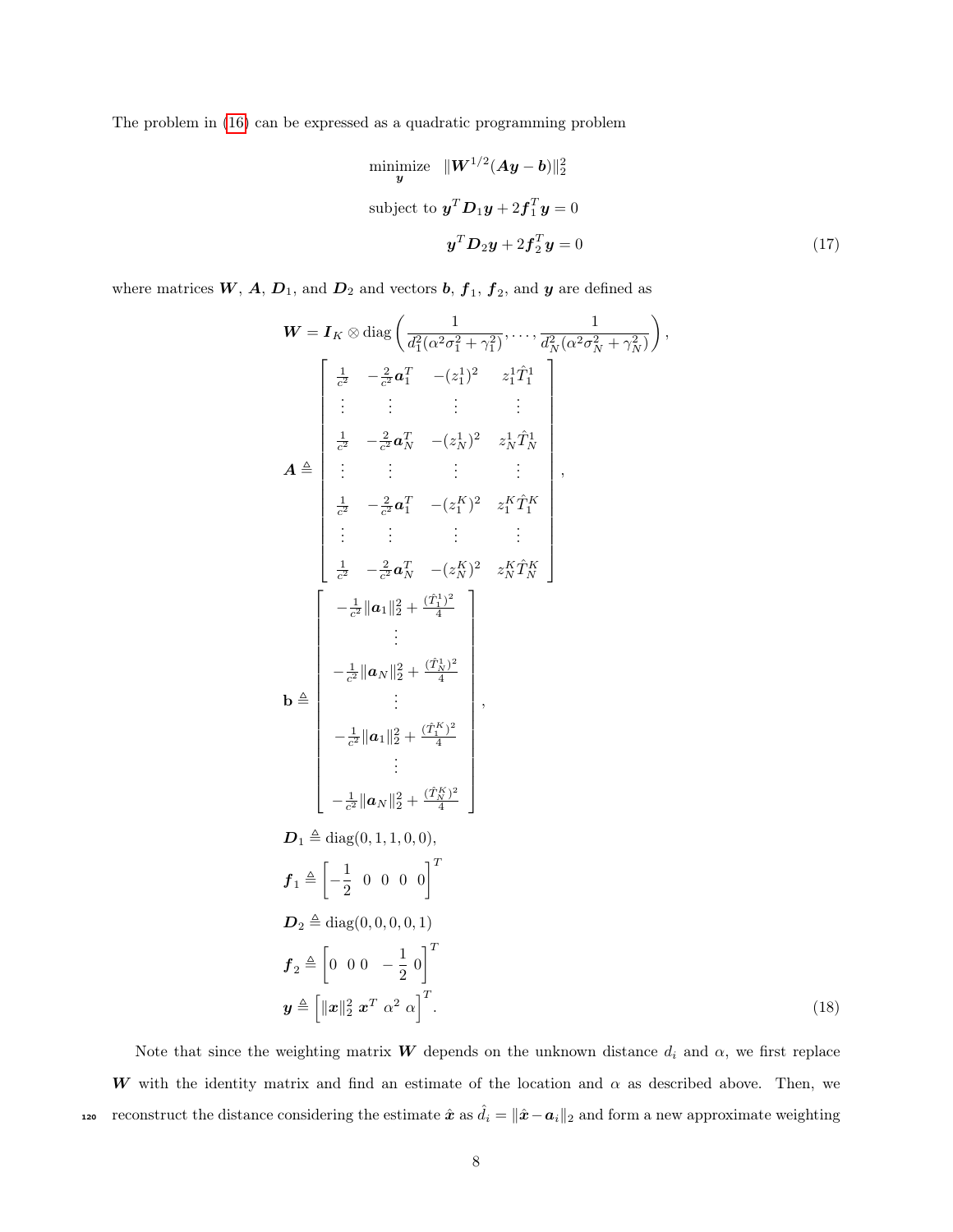The problem in (16) can be expressed as a quadratic programming problem

$$
\begin{aligned}
&\underset{\boldsymbol{y}}{\text{minimize}} \quad \|\boldsymbol{W}^{1/2}(\boldsymbol{A}\boldsymbol{y} - \boldsymbol{b})\|_2^2 \\
&\text{subject to } \boldsymbol{y}^T \boldsymbol{D}_1 \boldsymbol{y} + 2\boldsymbol{f}_1^T \boldsymbol{y} = 0 \\
&\qquad\qquad \boldsymbol{y}^T \boldsymbol{D}_2 \boldsymbol{y} + 2\boldsymbol{f}_2^T \boldsymbol{y} = 0
\end{aligned} \tag{17}
$$

where matrices $\boldsymbol{W}$, $\boldsymbol{A}$, $\boldsymbol{D}_1$, and $\boldsymbol{D}_2$ and vectors $\boldsymbol{b}$, $\boldsymbol{f}_1$, $\boldsymbol{f}_2$, and $\boldsymbol{y}$ are defined as

$$
\begin{aligned}
&\boldsymbol{W} = \boldsymbol{I}_K \otimes \operatorname{diag}\left(\frac{1}{d_1^2(\alpha^2\sigma_1^2 + \gamma_1^2)}, \ldots, \frac{1}{d_N^2(\alpha^2\sigma_N^2 + \gamma_N^2)}\right), \\
&\boldsymbol{A} \triangleq \begin{bmatrix}
\frac{1}{c^2} & -\frac{2}{c^2}\boldsymbol{a}_1^T & -(z_1^1)^2 & z_1^1 \hat{T}_1^1 \\
\vdots & \vdots & \vdots & \vdots \\
\frac{1}{c^2} & -\frac{2}{c^2}\boldsymbol{a}_N^T & -(z_N^1)^2 & z_N^1 \hat{T}_N^1 \\
\vdots & \vdots & \vdots & \vdots \\
\frac{1}{c^2} & -\frac{2}{c^2}\boldsymbol{a}_1^T & -(z_1^K)^2 & z_1^K \hat{T}_1^K \\
\vdots & \vdots & \vdots & \vdots \\
\frac{1}{c^2} & -\frac{2}{c^2}\boldsymbol{a}_N^T & -(z_N^K)^2 & z_N^K \hat{T}_N^K
\end{bmatrix}, \\
&\mathbf{b} \triangleq \begin{bmatrix}
-\frac{1}{c^2}\|\boldsymbol{a}_1\|_2^2 + \frac{(\hat{T}_1^1)^2}{4} \\
\vdots \\
-\frac{1}{c^2}\|\boldsymbol{a}_N\|_2^2 + \frac{(\hat{T}_N^1)^2}{4} \\
\vdots \\
-\frac{1}{c^2}\|\boldsymbol{a}_1\|_2^2 + \frac{(\hat{T}_1^K)^2}{4} \\
\vdots \\
-\frac{1}{c^2}\|\boldsymbol{a}_N\|_2^2 + \frac{(\hat{T}_N^K)^2}{4}
\end{bmatrix}, \\
&\boldsymbol{D}_1 \triangleq \operatorname{diag}(0, 1, 1, 0, 0), \\
&\boldsymbol{f}_1 \triangleq \begin{bmatrix} -\frac{1}{2} & 0 & 0 & 0 & 0 \end{bmatrix}^T \\
&\boldsymbol{D}_2 \triangleq \operatorname{diag}(0, 0, 0, 0, 1) \\
&\boldsymbol{f}_2 \triangleq \begin{bmatrix} 0 & 0 & 0 & -\frac{1}{2} & 0 \end{bmatrix}^T \\
&\boldsymbol{y} \triangleq \begin{bmatrix} \|\boldsymbol{x}\|_2^2 & \boldsymbol{x}^T & \alpha^2 & \alpha \end{bmatrix}^T.
\end{aligned} \tag{18}
$$

Note that since the weighting matrix $\boldsymbol{W}$ depends on the unknown distance $d_i$ and $\alpha$, we first replace $\boldsymbol{W}$ with the identity matrix and find an estimate of the location and $\alpha$ as described above. Then, we reconstruct the distance considering the estimate $\hat{\boldsymbol{x}}$ as $\hat{d}_i = \|\hat{\boldsymbol{x}} - \boldsymbol{a}_i\|_2$ and form a new approximate weighting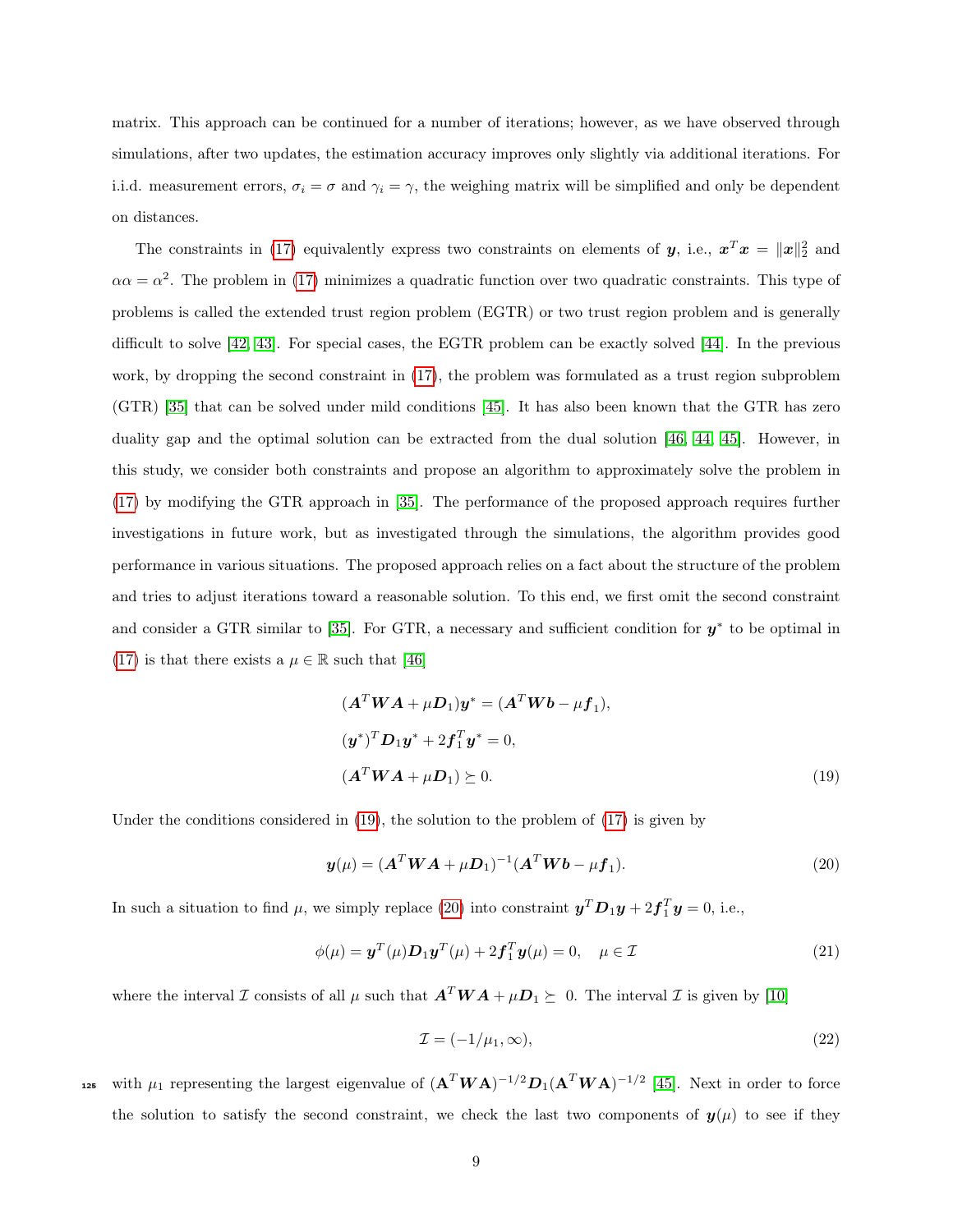matrix. This approach can be continued for a number of iterations; however, as we have observed through simulations, after two updates, the estimation accuracy improves only slightly via additional iterations. For i.i.d. measurement errors, $\sigma_i = \sigma$ and $\gamma_i = \gamma$, the weighing matrix will be simplified and only be dependent on distances.

The constraints in (17) equivalently express two constraints on elements of $\boldsymbol{y}$, i.e., $\boldsymbol{x}^T\boldsymbol{x} = \|\boldsymbol{x}\|_2^2$ and $\alpha\alpha = \alpha^2$. The problem in (17) minimizes a quadratic function over two quadratic constraints. This type of problems is called the extended trust region problem (EGTR) or two trust region problem and is generally difficult to solve [42, 43]. For special cases, the EGTR problem can be exactly solved [44]. In the previous work, by dropping the second constraint in (17), the problem was formulated as a trust region subproblem (GTR) [35] that can be solved under mild conditions [45]. It has also been known that the GTR has zero duality gap and the optimal solution can be extracted from the dual solution [46, 44, 45]. However, in this study, we consider both constraints and propose an algorithm to approximately solve the problem in (17) by modifying the GTR approach in [35]. The performance of the proposed approach requires further investigations in future work, but as investigated through the simulations, the algorithm provides good performance in various situations. The proposed approach relies on a fact about the structure of the problem and tries to adjust iterations toward a reasonable solution. To this end, we first omit the second constraint and consider a GTR similar to [35]. For GTR, a necessary and sufficient condition for $\boldsymbol{y}^*$ to be optimal in (17) is that there exists a $\mu \in \mathbb{R}$ such that [46]

$$
\begin{aligned}
&(\boldsymbol{A}^T\boldsymbol{W}\boldsymbol{A} + \mu\boldsymbol{D}_1)\boldsymbol{y}^* = (\boldsymbol{A}^T\boldsymbol{W}\boldsymbol{b} - \mu\boldsymbol{f}_1),\\
&(\boldsymbol{y}^*)^T\boldsymbol{D}_1\boldsymbol{y}^* + 2\boldsymbol{f}_1^T\boldsymbol{y}^* = 0,\\
&(\boldsymbol{A}^T\boldsymbol{W}\boldsymbol{A} + \mu\boldsymbol{D}_1) \succeq 0.
\end{aligned}
\tag{19}
$$

Under the conditions considered in (19), the solution to the problem of (17) is given by

$$
\boldsymbol{y}(\mu) = (\boldsymbol{A}^T\boldsymbol{W}\boldsymbol{A} + \mu\boldsymbol{D}_1)^{-1}(\boldsymbol{A}^T\boldsymbol{W}\boldsymbol{b} - \mu\boldsymbol{f}_1). \tag{20}
$$

In such a situation to find $\mu$, we simply replace (20) into constraint $\boldsymbol{y}^T\boldsymbol{D}_1\boldsymbol{y} + 2\boldsymbol{f}_1^T\boldsymbol{y} = 0$, i.e.,

$$
\phi(\mu) = \boldsymbol{y}^T(\mu)\boldsymbol{D}_1\boldsymbol{y}^T(\mu) + 2\boldsymbol{f}_1^T\boldsymbol{y}(\mu) = 0, \quad \mu \in \mathcal{I} \tag{21}
$$

where the interval $\mathcal{I}$ consists of all $\mu$ such that $\boldsymbol{A}^T\boldsymbol{W}\boldsymbol{A} + \mu\boldsymbol{D}_1 \succeq 0$. The interval $\mathcal{I}$ is given by [10]

$$
\mathcal{I} = (-1/\mu_1, \infty), \tag{22}
$$

with $\mu_1$ representing the largest eigenvalue of $(\mathbf{A}^T\boldsymbol{W}\mathbf{A})^{-1/2}\boldsymbol{D}_1(\mathbf{A}^T\boldsymbol{W}\mathbf{A})^{-1/2}$ [45]. Next in order to force the solution to satisfy the second constraint, we check the last two components of $\boldsymbol{y}(\mu)$ to see if they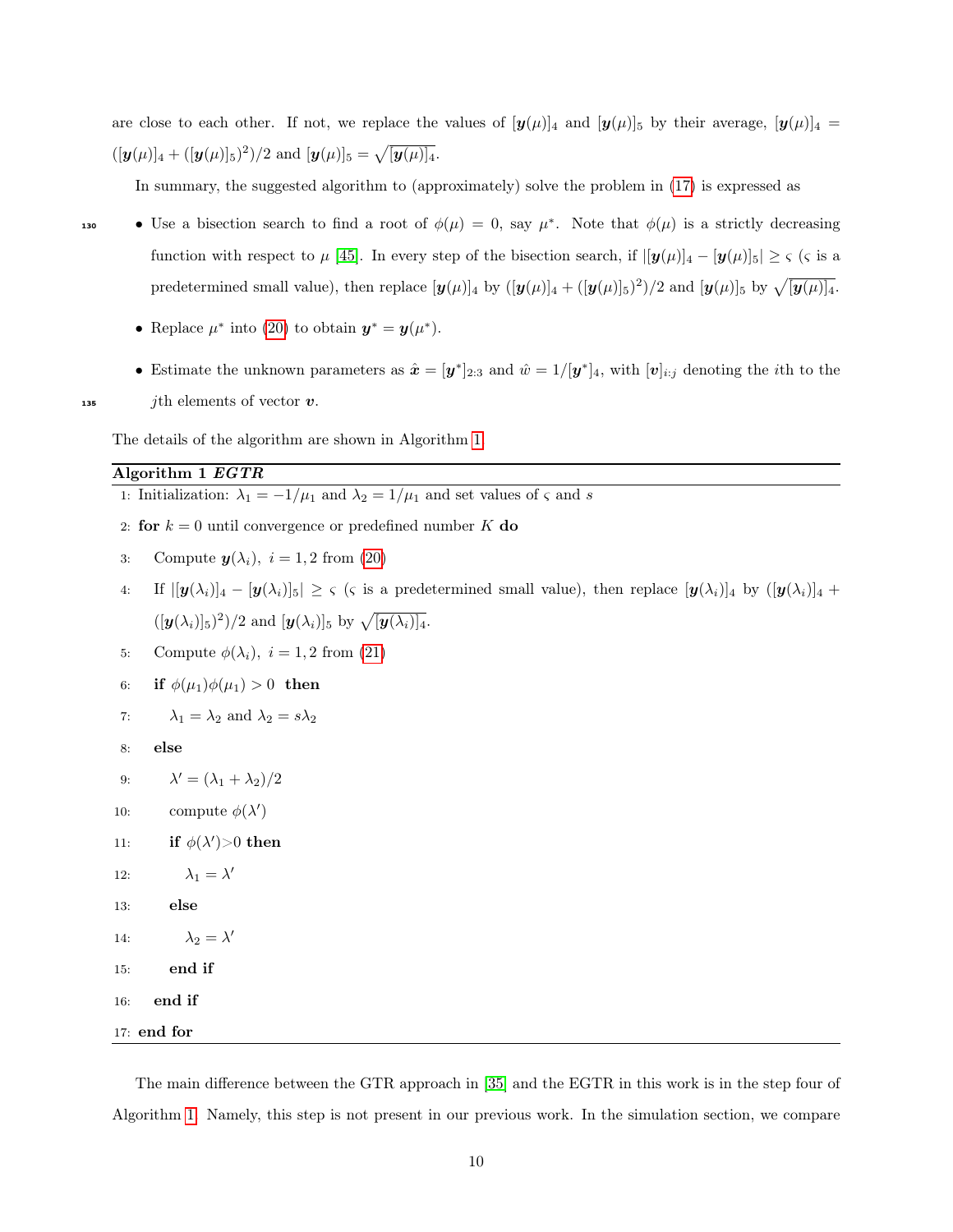are close to each other. If not, we replace the values of $[\boldsymbol{y}(\mu)]_4$ and $[\boldsymbol{y}(\mu)]_5$ by their average, $[\boldsymbol{y}(\mu)]_4 = ([\boldsymbol{y}(\mu)]_4 + ([\boldsymbol{y}(\mu)]_5)^2)/2$ and $[\boldsymbol{y}(\mu)]_5 = \sqrt{[\boldsymbol{y}(\mu)]_4}$.

In summary, the suggested algorithm to (approximately) solve the problem in (17) is expressed as

- Use a bisection search to find a root of $\phi(\mu) = 0$, say $\mu^*$. Note that $\phi(\mu)$ is a strictly decreasing function with respect to $\mu$ [45]. In every step of the bisection search, if $|[\boldsymbol{y}(\mu)]_4 - [\boldsymbol{y}(\mu)]_5| \geq \varsigma$ ($\varsigma$ is a predetermined small value), then replace $[\boldsymbol{y}(\mu)]_4$ by $([\boldsymbol{y}(\mu)]_4 + ([\boldsymbol{y}(\mu)]_5)^2)/2$ and $[\boldsymbol{y}(\mu)]_5$ by $\sqrt{[\boldsymbol{y}(\mu)]_4}$.
- Replace $\mu^*$ into (20) to obtain $\boldsymbol{y}^* = \boldsymbol{y}(\mu^*)$.
- Estimate the unknown parameters as $\hat{\boldsymbol{x}} = [\boldsymbol{y}^*]_{2:3}$ and $\hat{w} = 1/[\boldsymbol{y}^*]_4$, with $[\boldsymbol{v}]_{i:j}$ denoting the $i$th to the $j$th elements of vector $\boldsymbol{v}$.

The details of the algorithm are shown in Algorithm 1.

**Algorithm 1** ***EGTR***

```
1: Initialization: λ1 = −1/μ1 and λ2 = 1/μ1 and set values of ς and s
2: for k = 0 until convergence or predefined number K do
3:    Compute y(λi), i = 1,2 from (20)
4:    If |[y(λi)]4 − [y(λi)]5| ≥ ς (ς is a predetermined small value), then replace [y(λi)]4 by ([y(λi)]4 +
      ([y(λi)]5)^2)/2 and [y(λi)]5 by sqrt([y(λi)]4).
5:    Compute φ(λi), i = 1,2 from (21)
6:    if φ(μ1)φ(μ1) > 0 then
7:       λ1 = λ2 and λ2 = sλ2
8:    else
9:       λ' = (λ1 + λ2)/2
10:      compute φ(λ')
11:      if φ(λ')>0 then
12:         λ1 = λ'
13:      else
14:         λ2 = λ'
15:      end if
16:   end if
17: end for
```

The main difference between the GTR approach in [35] and the EGTR in this work is in the step four of Algorithm 1. Namely, this step is not present in our previous work. In the simulation section, we compare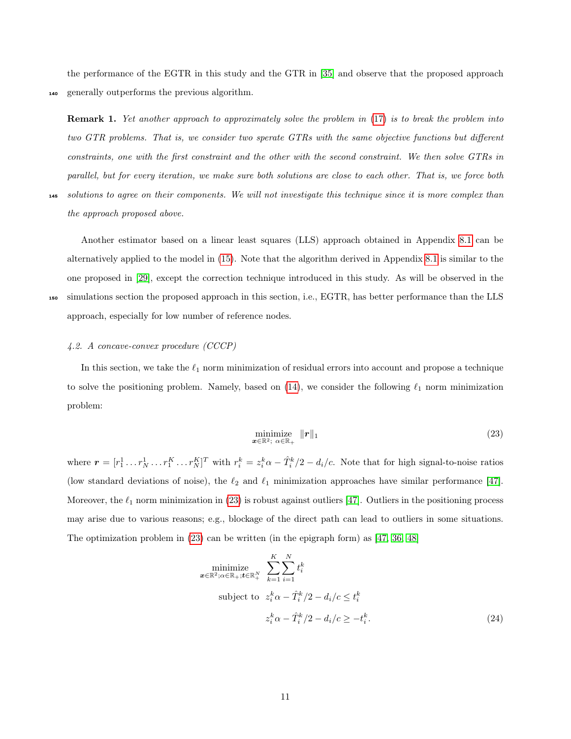the performance of the EGTR in this study and the GTR in [35] and observe that the proposed approach generally outperforms the previous algorithm.

**Remark 1.** *Yet another approach to approximately solve the problem in (17) is to break the problem into two GTR problems. That is, we consider two sperate GTRs with the same objective functions but different constraints, one with the first constraint and the other with the second constraint. We then solve GTRs in parallel, but for every iteration, we make sure both solutions are close to each other. That is, we force both solutions to agree on their components. We will not investigate this technique since it is more complex than the approach proposed above.*

Another estimator based on a linear least squares (LLS) approach obtained in Appendix 8.1 can be alternatively applied to the model in (15). Note that the algorithm derived in Appendix 8.1 is similar to the one proposed in [29], except the correction technique introduced in this study. As will be observed in the simulations section the proposed approach in this section, i.e., EGTR, has better performance than the LLS approach, especially for low number of reference nodes.

### *4.2. A concave-convex procedure (CCCP)*

In this section, we take the $\ell_1$ norm minimization of residual errors into account and propose a technique to solve the positioning problem. Namely, based on (14), we consider the following $\ell_1$ norm minimization problem:

$$\underset{\boldsymbol{x}\in\mathbb{R}^2;\ \alpha\in\mathbb{R}_+}{\text{minimize}} \quad \|\boldsymbol{r}\|_1 \tag{23}$$

where $\boldsymbol{r} = [r_1^1 \ldots r_N^1 \ldots r_1^K \ldots r_N^K]^T$ with $r_i^k = z_i^k \alpha - \hat{T}_i^k/2 - d_i/c$. Note that for high signal-to-noise ratios (low standard deviations of noise), the $\ell_2$ and $\ell_1$ minimization approaches have similar performance [47]. Moreover, the $\ell_1$ norm minimization in (23) is robust against outliers [47]. Outliers in the positioning process may arise due to various reasons; e.g., blockage of the direct path can lead to outliers in some situations. The optimization problem in (23) can be written (in the epigraph form) as [47, 36, 48]

$$\begin{aligned}
\underset{\boldsymbol{x}\in\mathbb{R}^2;\alpha\in\mathbb{R}_+;\boldsymbol{t}\in\mathbb{R}_+^N}{\text{minimize}} \quad & \sum_{k=1}^{K}\sum_{i=1}^{N} t_i^k \\
\text{subject to} \quad & z_i^k\alpha - \hat{T}_i^k/2 - d_i/c \le t_i^k \\
& z_i^k\alpha - \hat{T}_i^k/2 - d_i/c \ge -t_i^k.
\end{aligned} \tag{24}$$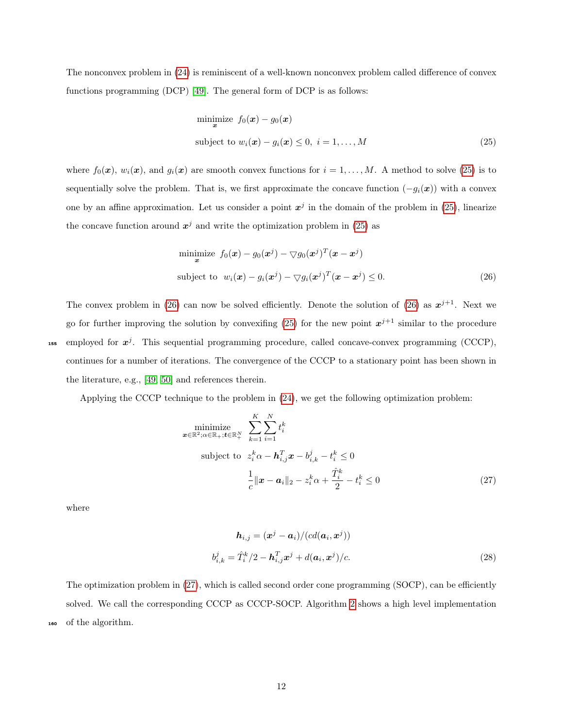The nonconvex problem in (24) is reminiscent of a well-known nonconvex problem called difference of convex functions programming (DCP) [49]. The general form of DCP is as follows:

$$
\begin{aligned}
&\underset{\boldsymbol{x}}{\text{minimize}} \;\; f_0(\boldsymbol{x}) - g_0(\boldsymbol{x}) \\
&\text{subject to } w_i(\boldsymbol{x}) - g_i(\boldsymbol{x}) \leq 0, \; i = 1, \ldots, M
\end{aligned}
\tag{25}
$$

where $f_0(\boldsymbol{x})$, $w_i(\boldsymbol{x})$, and $g_i(\boldsymbol{x})$ are smooth convex functions for $i = 1, \ldots, M$. A method to solve (25) is to sequentially solve the problem. That is, we first approximate the concave function $(-g_i(\boldsymbol{x}))$ with a convex one by an affine approximation. Let us consider a point $\boldsymbol{x}^j$ in the domain of the problem in (25), linearize the concave function around $\boldsymbol{x}^j$ and write the optimization problem in (25) as

$$
\begin{aligned}
&\underset{\boldsymbol{x}}{\text{minimize}} \;\; f_0(\boldsymbol{x}) - g_0(\boldsymbol{x}^j) - \triangledown g_0(\boldsymbol{x}^j)^T(\boldsymbol{x} - \boldsymbol{x}^j) \\
&\text{subject to } \;\; w_i(\boldsymbol{x}) - g_i(\boldsymbol{x}^j) - \triangledown g_i(\boldsymbol{x}^j)^T(\boldsymbol{x} - \boldsymbol{x}^j) \leq 0.
\end{aligned}
\tag{26}
$$

The convex problem in (26) can now be solved efficiently. Denote the solution of (26) as $\boldsymbol{x}^{j+1}$. Next we go for further improving the solution by convexifing (25) for the new point $\boldsymbol{x}^{j+1}$ similar to the procedure employed for $\boldsymbol{x}^j$. This sequential programming procedure, called concave-convex programming (CCCP), continues for a number of iterations. The convergence of the CCCP to a stationary point has been shown in the literature, e.g., [49, 50] and references therein.

Applying the CCCP technique to the problem in (24), we get the following optimization problem:

$$
\begin{aligned}
&\underset{\boldsymbol{x}\in\mathbb{R}^2;\alpha\in\mathbb{R}_+;\boldsymbol{t}\in\mathbb{R}_+^N}{\text{minimize}} \;\; \sum_{k=1}^{K}\sum_{i=1}^{N} t_i^k \\
&\text{subject to } \;\; z_i^k \alpha - \boldsymbol{h}_{i,j}^T \boldsymbol{x} - b_{i,k}^j - t_i^k \leq 0 \\
&\qquad\qquad\quad \frac{1}{c}\|\boldsymbol{x} - \boldsymbol{a}_i\|_2 - z_i^k \alpha + \frac{\hat{T}_i^k}{2} - t_i^k \leq 0
\end{aligned}
\tag{27}
$$

where

$$
\begin{aligned}
\boldsymbol{h}_{i,j} &= (\boldsymbol{x}^j - \boldsymbol{a}_i)/(c d(\boldsymbol{a}_i, \boldsymbol{x}^j)) \\
b_{i,k}^j &= \hat{T}_i^k/2 - \boldsymbol{h}_{i,j}^T \boldsymbol{x}^j + d(\boldsymbol{a}_i, \boldsymbol{x}^j)/c.
\end{aligned}
\tag{28}
$$

The optimization problem in (27), which is called second order cone programming (SOCP), can be efficiently solved. We call the corresponding CCCP as CCCP-SOCP. Algorithm 2 shows a high level implementation of the algorithm.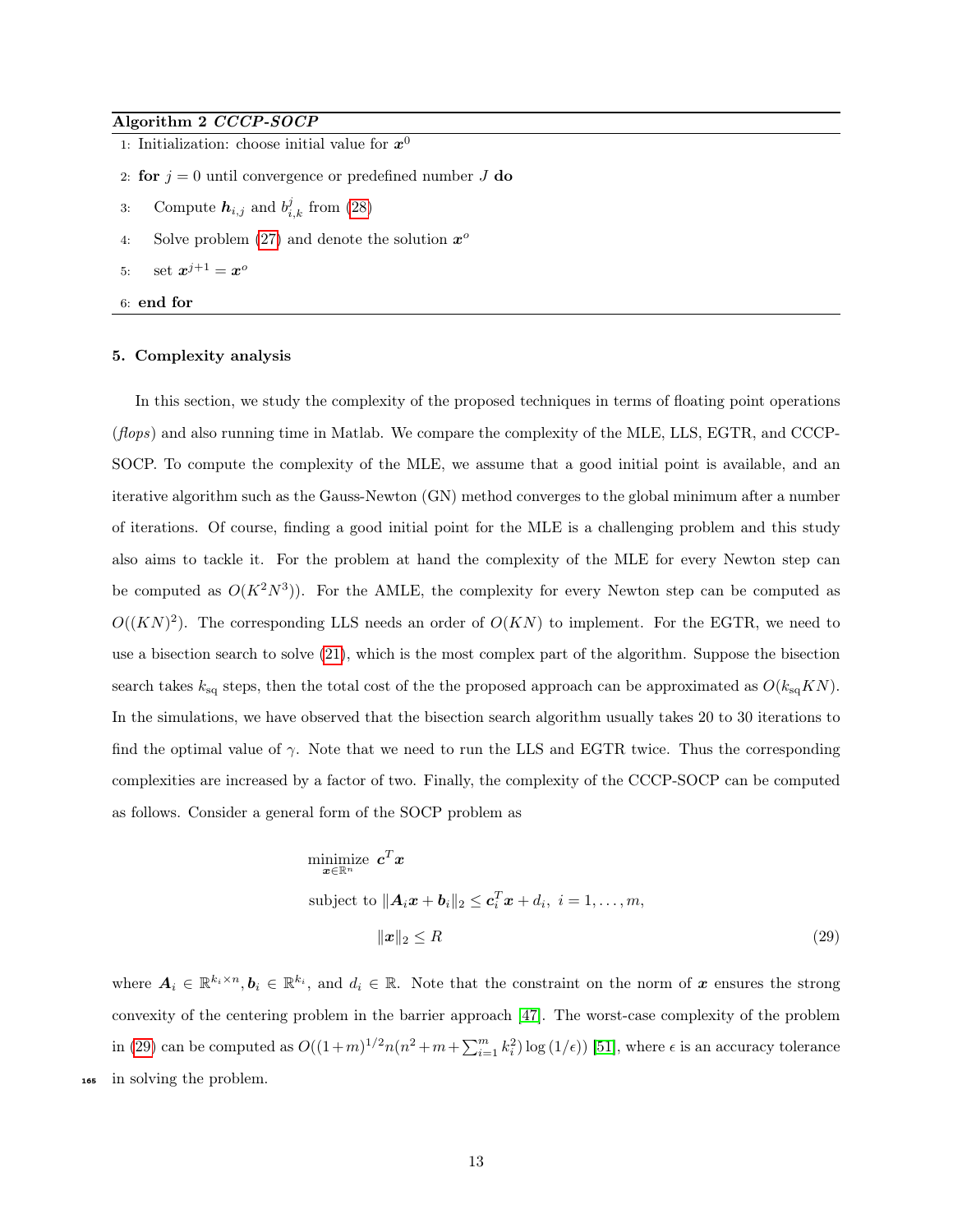**Algorithm 2** *CCCP-SOCP*

1: Initialization: choose initial value for $\boldsymbol{x}^0$

2: **for** $j = 0$ until convergence or predefined number $J$ **do**

3: Compute $\boldsymbol{h}_{i,j}$ and $b^j_{i,k}$ from (28)

4: Solve problem (27) and denote the solution $\boldsymbol{x}^o$

5: set $\boldsymbol{x}^{j+1} = \boldsymbol{x}^o$

6: **end for**

## 5. Complexity analysis

In this section, we study the complexity of the proposed techniques in terms of floating point operations (*flops*) and also running time in Matlab. We compare the complexity of the MLE, LLS, EGTR, and CCCP-SOCP. To compute the complexity of the MLE, we assume that a good initial point is available, and an iterative algorithm such as the Gauss-Newton (GN) method converges to the global minimum after a number of iterations. Of course, finding a good initial point for the MLE is a challenging problem and this study also aims to tackle it. For the problem at hand the complexity of the MLE for every Newton step can be computed as $O(K^2N^3)$). For the AMLE, the complexity for every Newton step can be computed as $O((KN)^2)$. The corresponding LLS needs an order of $O(KN)$ to implement. For the EGTR, we need to use a bisection search to solve (21), which is the most complex part of the algorithm. Suppose the bisection search takes $k_{\text{sq}}$ steps, then the total cost of the the proposed approach can be approximated as $O(k_{\text{sq}}KN)$. In the simulations, we have observed that the bisection search algorithm usually takes 20 to 30 iterations to find the optimal value of $\gamma$. Note that we need to run the LLS and EGTR twice. Thus the corresponding complexities are increased by a factor of two. Finally, the complexity of the CCCP-SOCP can be computed as follows. Consider a general form of the SOCP problem as

$$
\begin{aligned}
&\underset{\boldsymbol{x}\in\mathbb{R}^n}{\text{minimize}} \;\; \boldsymbol{c}^T\boldsymbol{x} \\
&\text{subject to } \|\boldsymbol{A}_i\boldsymbol{x} + \boldsymbol{b}_i\|_2 \leq \boldsymbol{c}_i^T\boldsymbol{x} + d_i, \; i = 1, \ldots, m, \\
&\qquad\qquad \|\boldsymbol{x}\|_2 \leq R
\end{aligned}
\tag{29}
$$

where $\boldsymbol{A}_i \in \mathbb{R}^{k_i\times n}, \boldsymbol{b}_i \in \mathbb{R}^{k_i}$, and $d_i \in \mathbb{R}$. Note that the constraint on the norm of $\boldsymbol{x}$ ensures the strong convexity of the centering problem in the barrier approach [47]. The worst-case complexity of the problem in (29) can be computed as $O((1+m)^{1/2}n(n^2+m+\sum_{i=1}^{m}k_i^2)\log(1/\epsilon))$ [51], where $\epsilon$ is an accuracy tolerance in solving the problem.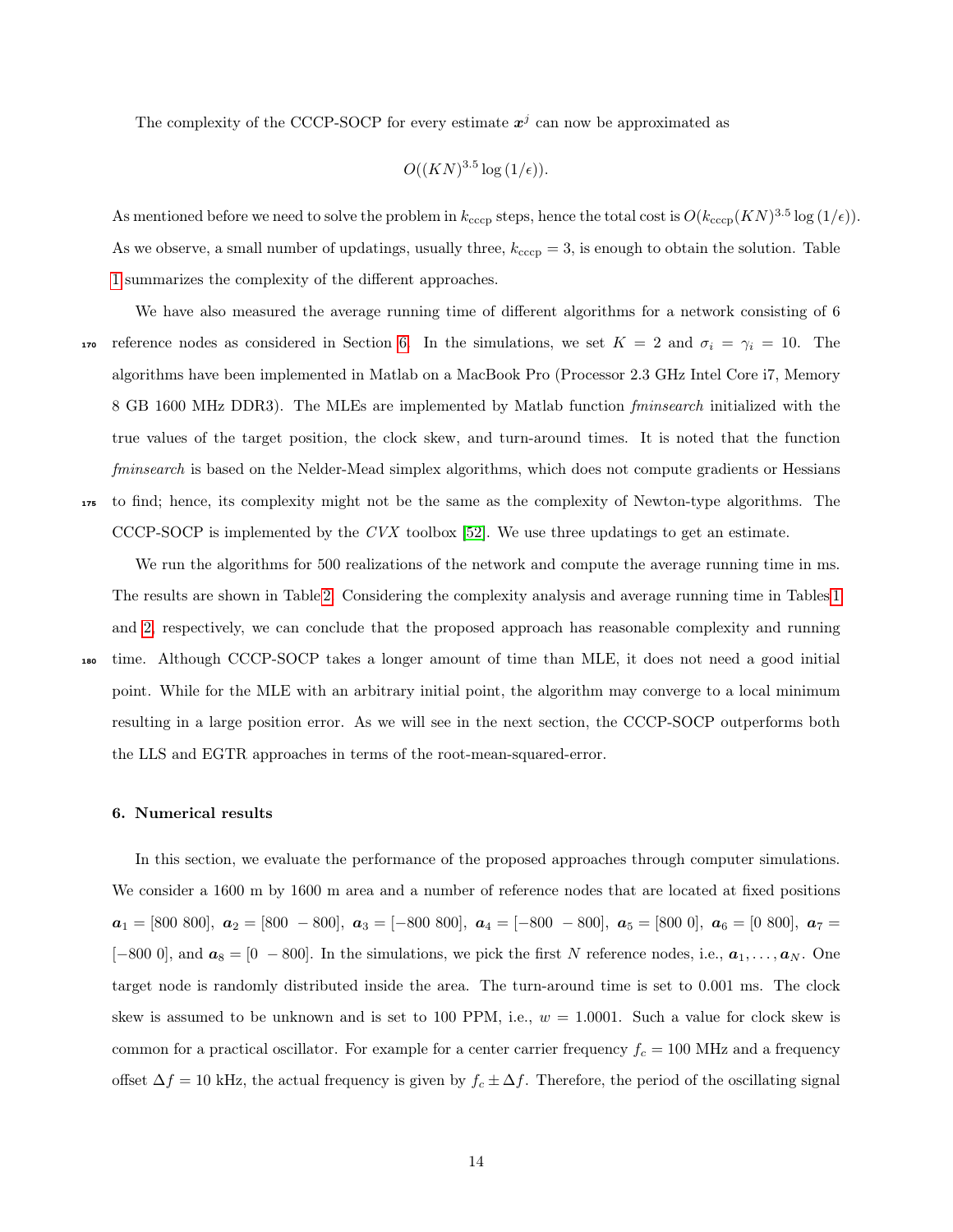The complexity of the CCCP-SOCP for every estimate $\boldsymbol{x}^j$ can now be approximated as

$$O((KN)^{3.5}\log(1/\epsilon)).$$

As mentioned before we need to solve the problem in $k_{\text{cccp}}$ steps, hence the total cost is $O(k_{\text{cccp}}(KN)^{3.5}\log(1/\epsilon))$. As we observe, a small number of updatings, usually three, $k_{\text{cccp}} = 3$, is enough to obtain the solution. Table 1 summarizes the complexity of the different approaches.

We have also measured the average running time of different algorithms for a network consisting of 6 reference nodes as considered in Section 6. In the simulations, we set $K = 2$ and $\sigma_i = \gamma_i = 10$. The algorithms have been implemented in Matlab on a MacBook Pro (Processor 2.3 GHz Intel Core i7, Memory 8 GB 1600 MHz DDR3). The MLEs are implemented by Matlab function *fminsearch* initialized with the true values of the target position, the clock skew, and turn-around times. It is noted that the function *fminsearch* is based on the Nelder-Mead simplex algorithms, which does not compute gradients or Hessians to find; hence, its complexity might not be the same as the complexity of Newton-type algorithms. The CCCP-SOCP is implemented by the *CVX* toolbox [52]. We use three updatings to get an estimate.

We run the algorithms for 500 realizations of the network and compute the average running time in ms. The results are shown in Table 2. Considering the complexity analysis and average running time in Tables 1 and 2, respectively, we can conclude that the proposed approach has reasonable complexity and running time. Although CCCP-SOCP takes a longer amount of time than MLE, it does not need a good initial point. While for the MLE with an arbitrary initial point, the algorithm may converge to a local minimum resulting in a large position error. As we will see in the next section, the CCCP-SOCP outperforms both the LLS and EGTR approaches in terms of the root-mean-squared-error.

## 6. Numerical results

In this section, we evaluate the performance of the proposed approaches through computer simulations. We consider a 1600 m by 1600 m area and a number of reference nodes that are located at fixed positions $\boldsymbol{a}_1 = [800\ 800]$, $\boldsymbol{a}_2 = [800\ -800]$, $\boldsymbol{a}_3 = [-800\ 800]$, $\boldsymbol{a}_4 = [-800\ -800]$, $\boldsymbol{a}_5 = [800\ 0]$, $\boldsymbol{a}_6 = [0\ 800]$, $\boldsymbol{a}_7 = [-800\ 0]$, and $\boldsymbol{a}_8 = [0\ -800]$. In the simulations, we pick the first $N$ reference nodes, i.e., $\boldsymbol{a}_1, \ldots, \boldsymbol{a}_N$. One target node is randomly distributed inside the area. The turn-around time is set to 0.001 ms. The clock skew is assumed to be unknown and is set to 100 PPM, i.e., $w = 1.0001$. Such a value for clock skew is common for a practical oscillator. For example for a center carrier frequency $f_c = 100$ MHz and a frequency offset $\Delta f = 10$ kHz, the actual frequency is given by $f_c \pm \Delta f$. Therefore, the period of the oscillating signal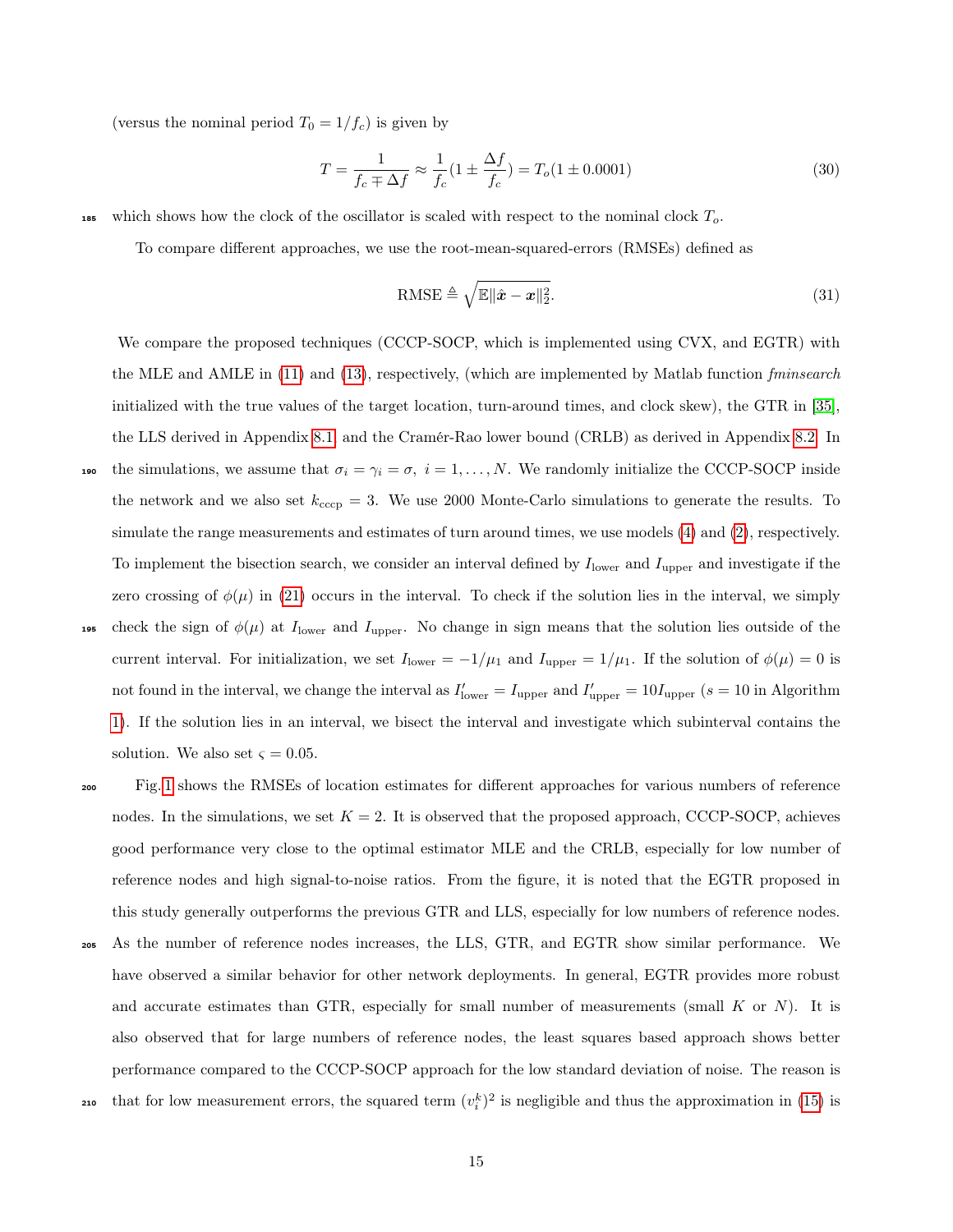(versus the nominal period $T_0 = 1/f_c$) is given by

$$T = \frac{1}{f_c \mp \Delta f} \approx \frac{1}{f_c}(1 \pm \frac{\Delta f}{f_c}) = T_o(1 \pm 0.0001) \tag{30}$$

which shows how the clock of the oscillator is scaled with respect to the nominal clock $T_o$.

To compare different approaches, we use the root-mean-squared-errors (RMSEs) defined as

$$\text{RMSE} \triangleq \sqrt{\mathbb{E}\|\hat{\boldsymbol{x}} - \boldsymbol{x}\|_2^2}. \tag{31}$$

We compare the proposed techniques (CCCP-SOCP, which is implemented using CVX, and EGTR) with the MLE and AMLE in (11) and (13), respectively, (which are implemented by Matlab function *fminsearch* initialized with the true values of the target location, turn-around times, and clock skew), the GTR in [35], the LLS derived in Appendix 8.1, and the Cramér-Rao lower bound (CRLB) as derived in Appendix 8.2. In the simulations, we assume that $\sigma_i = \gamma_i = \sigma,\ i = 1, \ldots, N$. We randomly initialize the CCCP-SOCP inside the network and we also set $k_{\text{cccp}} = 3$. We use 2000 Monte-Carlo simulations to generate the results. To simulate the range measurements and estimates of turn around times, we use models (4) and (2), respectively. To implement the bisection search, we consider an interval defined by $I_{\text{lower}}$ and $I_{\text{upper}}$ and investigate if the zero crossing of $\phi(\mu)$ in (21) occurs in the interval. To check if the solution lies in the interval, we simply check the sign of $\phi(\mu)$ at $I_{\text{lower}}$ and $I_{\text{upper}}$. No change in sign means that the solution lies outside of the current interval. For initialization, we set $I_{\text{lower}} = -1/\mu_1$ and $I_{\text{upper}} = 1/\mu_1$. If the solution of $\phi(\mu) = 0$ is not found in the interval, we change the interval as $I'_{\text{lower}} = I_{\text{upper}}$ and $I'_{\text{upper}} = 10 I_{\text{upper}}$ ($s = 10$ in Algorithm 1). If the solution lies in an interval, we bisect the interval and investigate which subinterval contains the solution. We also set $\varsigma = 0.05$.

Fig. 1 shows the RMSEs of location estimates for different approaches for various numbers of reference nodes. In the simulations, we set $K = 2$. It is observed that the proposed approach, CCCP-SOCP, achieves good performance very close to the optimal estimator MLE and the CRLB, especially for low number of reference nodes and high signal-to-noise ratios. From the figure, it is noted that the EGTR proposed in this study generally outperforms the previous GTR and LLS, especially for low numbers of reference nodes. As the number of reference nodes increases, the LLS, GTR, and EGTR show similar performance. We have observed a similar behavior for other network deployments. In general, EGTR provides more robust and accurate estimates than GTR, especially for small number of measurements (small $K$ or $N$). It is also observed that for large numbers of reference nodes, the least squares based approach shows better performance compared to the CCCP-SOCP approach for the low standard deviation of noise. The reason is that for low measurement errors, the squared term $(v_i^k)^2$ is negligible and thus the approximation in (15) is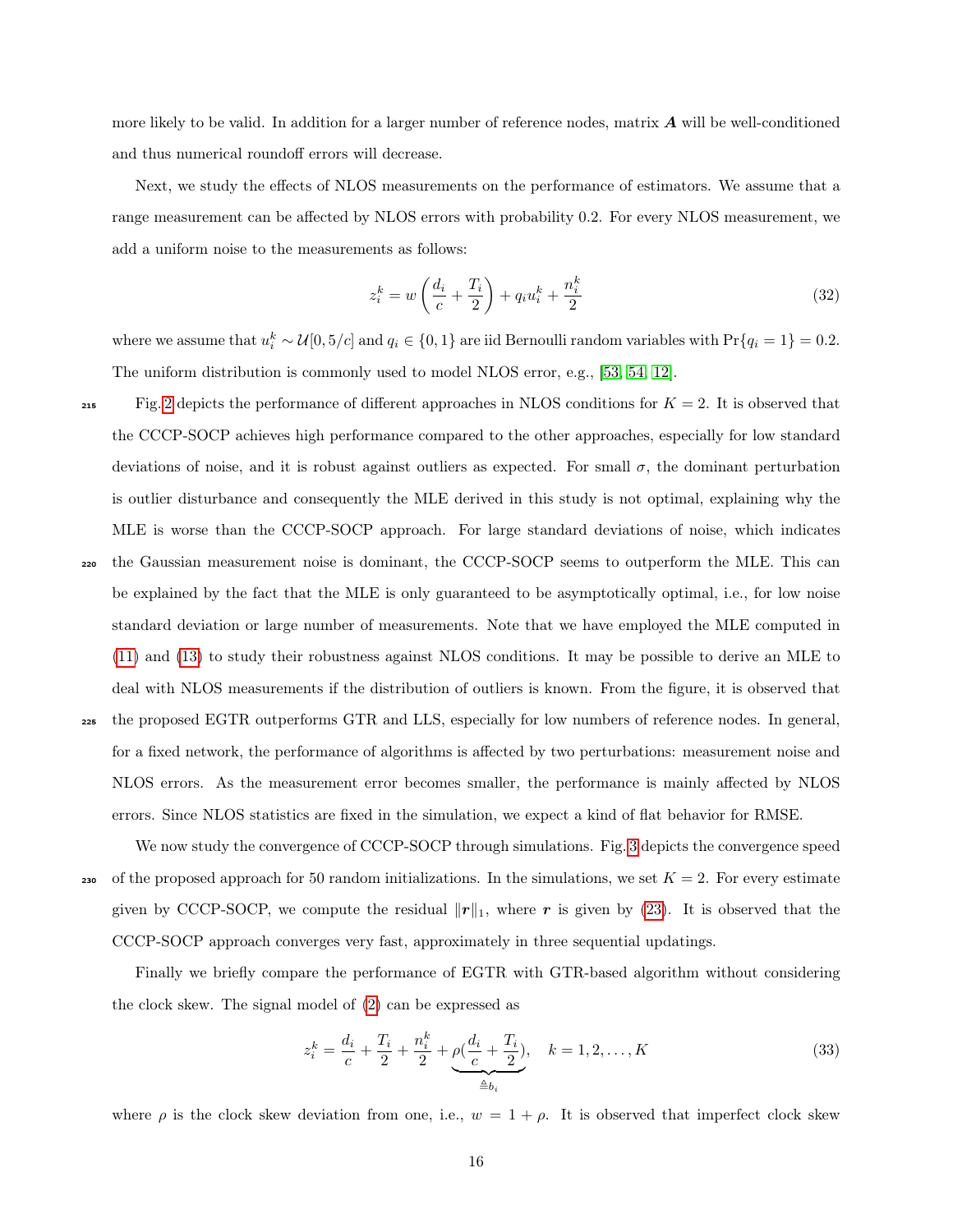more likely to be valid. In addition for a larger number of reference nodes, matrix $\boldsymbol{A}$ will be well-conditioned and thus numerical roundoff errors will decrease.

Next, we study the effects of NLOS measurements on the performance of estimators. We assume that a range measurement can be affected by NLOS errors with probability 0.2. For every NLOS measurement, we add a uniform noise to the measurements as follows:

$$z_i^k = w\left(\frac{d_i}{c} + \frac{T_i}{2}\right) + q_i u_i^k + \frac{n_i^k}{2} \tag{32}$$

where we assume that $u_i^k \sim \mathcal{U}[0, 5/c]$ and $q_i \in \{0, 1\}$ are iid Bernoulli random variables with $\Pr\{q_i = 1\} = 0.2$. The uniform distribution is commonly used to model NLOS error, e.g., [53, 54, 12].

Fig. 2 depicts the performance of different approaches in NLOS conditions for $K = 2$. It is observed that the CCCP-SOCP achieves high performance compared to the other approaches, especially for low standard deviations of noise, and it is robust against outliers as expected. For small $\sigma$, the dominant perturbation is outlier disturbance and consequently the MLE derived in this study is not optimal, explaining why the MLE is worse than the CCCP-SOCP approach. For large standard deviations of noise, which indicates the Gaussian measurement noise is dominant, the CCCP-SOCP seems to outperform the MLE. This can be explained by the fact that the MLE is only guaranteed to be asymptotically optimal, i.e., for low noise standard deviation or large number of measurements. Note that we have employed the MLE computed in (11) and (13) to study their robustness against NLOS conditions. It may be possible to derive an MLE to deal with NLOS measurements if the distribution of outliers is known. From the figure, it is observed that the proposed EGTR outperforms GTR and LLS, especially for low numbers of reference nodes. In general, for a fixed network, the performance of algorithms is affected by two perturbations: measurement noise and NLOS errors. As the measurement error becomes smaller, the performance is mainly affected by NLOS errors. Since NLOS statistics are fixed in the simulation, we expect a kind of flat behavior for RMSE.

We now study the convergence of CCCP-SOCP through simulations. Fig. 3 depicts the convergence speed of the proposed approach for 50 random initializations. In the simulations, we set $K = 2$. For every estimate given by CCCP-SOCP, we compute the residual $\|\boldsymbol{r}\|_1$, where $\boldsymbol{r}$ is given by (23). It is observed that the CCCP-SOCP approach converges very fast, approximately in three sequential updatings.

Finally we briefly compare the performance of EGTR with GTR-based algorithm without considering the clock skew. The signal model of (2) can be expressed as

$$z_i^k = \frac{d_i}{c} + \frac{T_i}{2} + \frac{n_i^k}{2} + \underbrace{\rho\left(\frac{d_i}{c} + \frac{T_i}{2}\right)}_{\triangleq b_i}, \quad k = 1, 2, \ldots, K \tag{33}$$

where $\rho$ is the clock skew deviation from one, i.e., $w = 1 + \rho$. It is observed that imperfect clock skew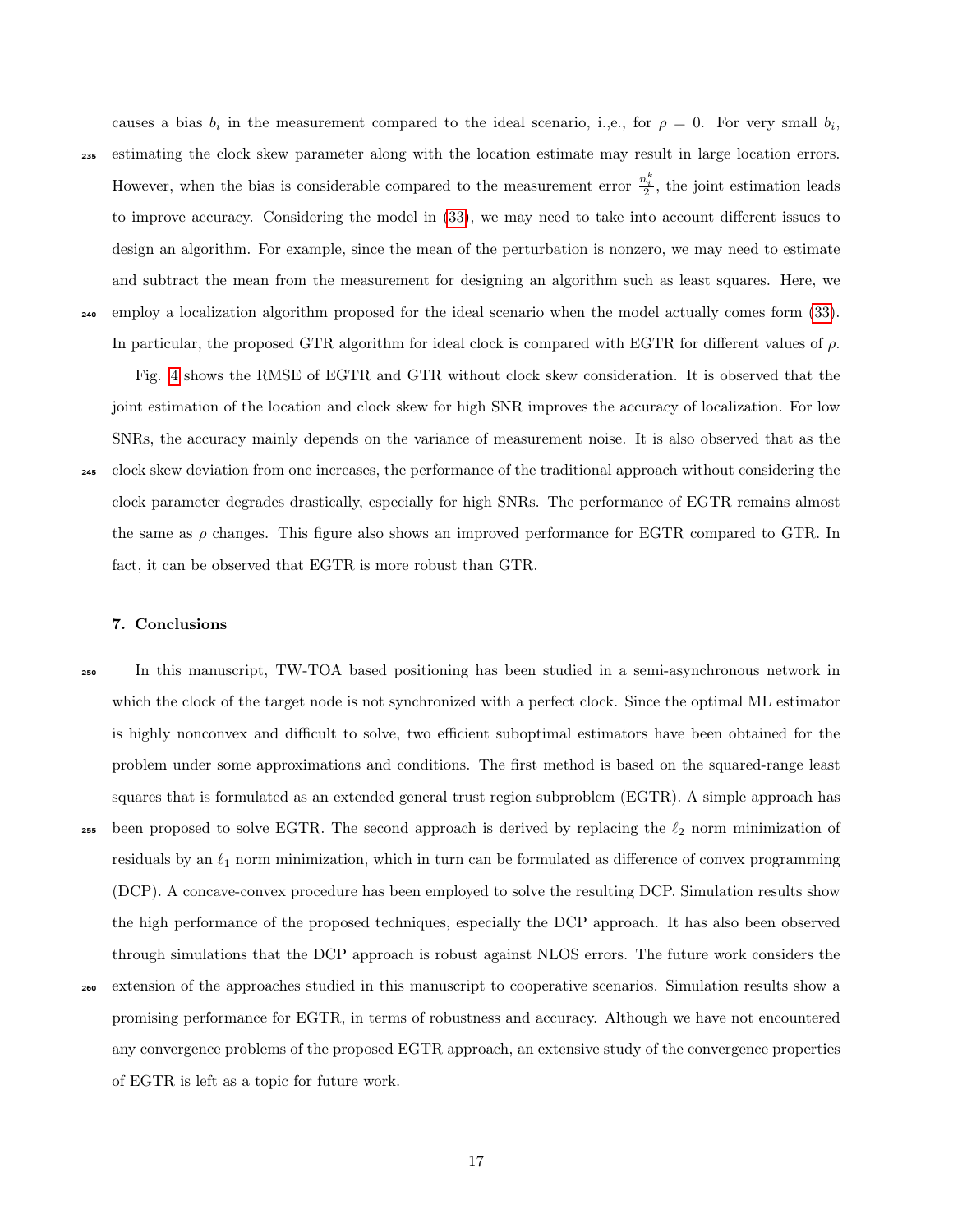causes a bias $b_i$ in the measurement compared to the ideal scenario, i.,e., for $\rho = 0$. For very small $b_i$, estimating the clock skew parameter along with the location estimate may result in large location errors. However, when the bias is considerable compared to the measurement error $\frac{n_i^k}{2}$, the joint estimation leads to improve accuracy. Considering the model in (33), we may need to take into account different issues to design an algorithm. For example, since the mean of the perturbation is nonzero, we may need to estimate and subtract the mean from the measurement for designing an algorithm such as least squares. Here, we employ a localization algorithm proposed for the ideal scenario when the model actually comes form (33). In particular, the proposed GTR algorithm for ideal clock is compared with EGTR for different values of $\rho$.

Fig. 4 shows the RMSE of EGTR and GTR without clock skew consideration. It is observed that the joint estimation of the location and clock skew for high SNR improves the accuracy of localization. For low SNRs, the accuracy mainly depends on the variance of measurement noise. It is also observed that as the clock skew deviation from one increases, the performance of the traditional approach without considering the clock parameter degrades drastically, especially for high SNRs. The performance of EGTR remains almost the same as $\rho$ changes. This figure also shows an improved performance for EGTR compared to GTR. In fact, it can be observed that EGTR is more robust than GTR.

## 7. Conclusions

In this manuscript, TW-TOA based positioning has been studied in a semi-asynchronous network in which the clock of the target node is not synchronized with a perfect clock. Since the optimal ML estimator is highly nonconvex and difficult to solve, two efficient suboptimal estimators have been obtained for the problem under some approximations and conditions. The first method is based on the squared-range least squares that is formulated as an extended general trust region subproblem (EGTR). A simple approach has been proposed to solve EGTR. The second approach is derived by replacing the $\ell_2$ norm minimization of residuals by an $\ell_1$ norm minimization, which in turn can be formulated as difference of convex programming (DCP). A concave-convex procedure has been employed to solve the resulting DCP. Simulation results show the high performance of the proposed techniques, especially the DCP approach. It has also been observed through simulations that the DCP approach is robust against NLOS errors. The future work considers the extension of the approaches studied in this manuscript to cooperative scenarios. Simulation results show a promising performance for EGTR, in terms of robustness and accuracy. Although we have not encountered any convergence problems of the proposed EGTR approach, an extensive study of the convergence properties of EGTR is left as a topic for future work.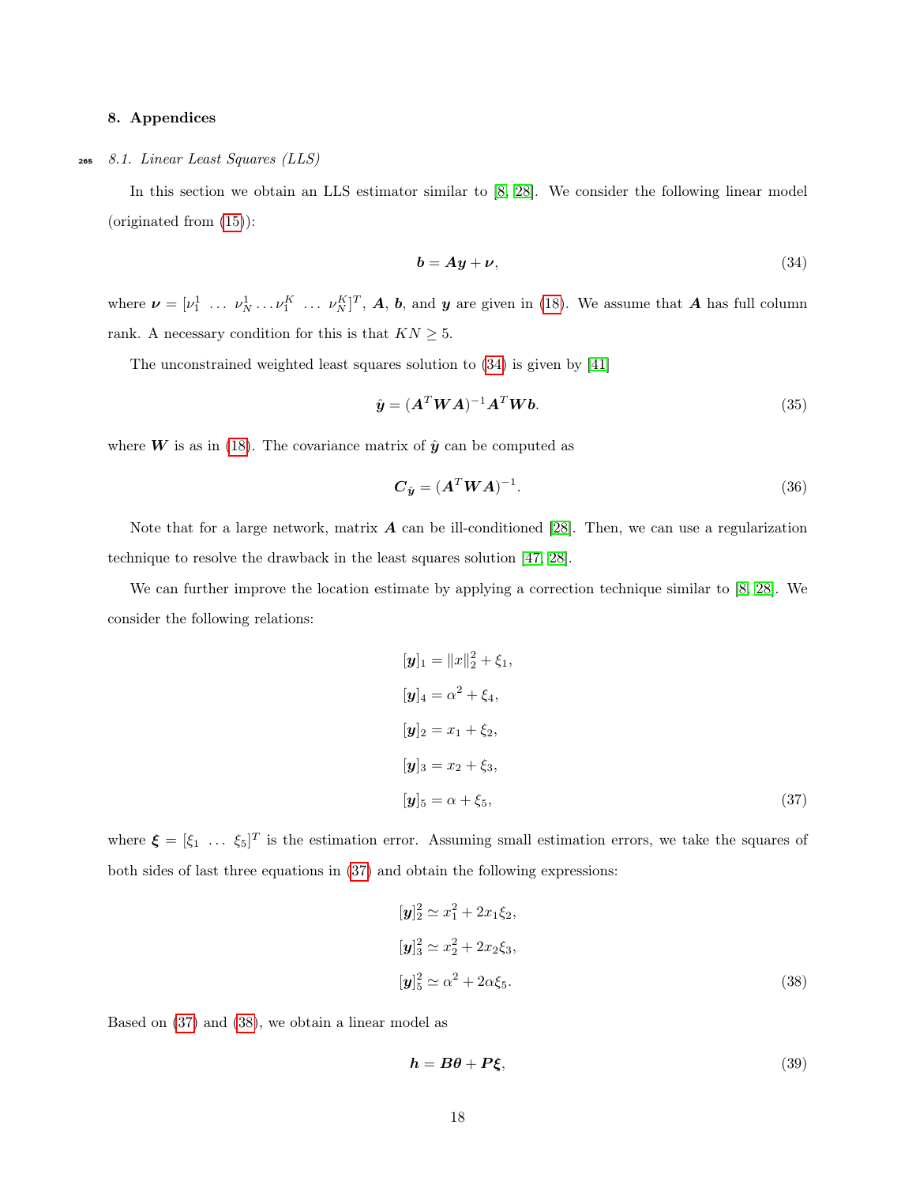## 8. Appendices

### 8.1. Linear Least Squares (LLS)

In this section we obtain an LLS estimator similar to [8, 28]. We consider the following linear model (originated from (15)):

$$\boldsymbol{b} = \boldsymbol{A}\boldsymbol{y} + \boldsymbol{\nu}, \tag{34}$$

where $\boldsymbol{\nu} = [\nu_1^1 \ \dots \ \nu_N^1 \dots \nu_1^K \ \dots \ \nu_N^K]^T$, $\boldsymbol{A}$, $\boldsymbol{b}$, and $\boldsymbol{y}$ are given in (18). We assume that $\boldsymbol{A}$ has full column rank. A necessary condition for this is that $KN \geq 5$.

The unconstrained weighted least squares solution to (34) is given by [41]

$$\hat{\boldsymbol{y}} = (\boldsymbol{A}^T\boldsymbol{W}\boldsymbol{A})^{-1}\boldsymbol{A}^T\boldsymbol{W}\boldsymbol{b}. \tag{35}$$

where $\boldsymbol{W}$ is as in (18). The covariance matrix of $\hat{\boldsymbol{y}}$ can be computed as

$$\boldsymbol{C}_{\hat{\boldsymbol{y}}} = (\boldsymbol{A}^T\boldsymbol{W}\boldsymbol{A})^{-1}. \tag{36}$$

Note that for a large network, matrix $\boldsymbol{A}$ can be ill-conditioned [28]. Then, we can use a regularization technique to resolve the drawback in the least squares solution [47, 28].

We can further improve the location estimate by applying a correction technique similar to [8, 28]. We consider the following relations:

$$\begin{aligned}
[\boldsymbol{y}]_1 &= \|x\|_2^2 + \xi_1, \\
[\boldsymbol{y}]_4 &= \alpha^2 + \xi_4, \\
[\boldsymbol{y}]_2 &= x_1 + \xi_2, \\
[\boldsymbol{y}]_3 &= x_2 + \xi_3, \\
[\boldsymbol{y}]_5 &= \alpha + \xi_5,
\end{aligned} \tag{37}$$

where $\boldsymbol{\xi} = [\xi_1 \ \dots \ \xi_5]^T$ is the estimation error. Assuming small estimation errors, we take the squares of both sides of last three equations in (37) and obtain the following expressions:

$$\begin{aligned}
[\boldsymbol{y}]_2^2 &\simeq x_1^2 + 2x_1\xi_2, \\
[\boldsymbol{y}]_3^2 &\simeq x_2^2 + 2x_2\xi_3, \\
[\boldsymbol{y}]_5^2 &\simeq \alpha^2 + 2\alpha\xi_5.
\end{aligned} \tag{38}$$

Based on (37) and (38), we obtain a linear model as

$$\boldsymbol{h} = \boldsymbol{B}\boldsymbol{\theta} + \boldsymbol{P}\boldsymbol{\xi}, \tag{39}$$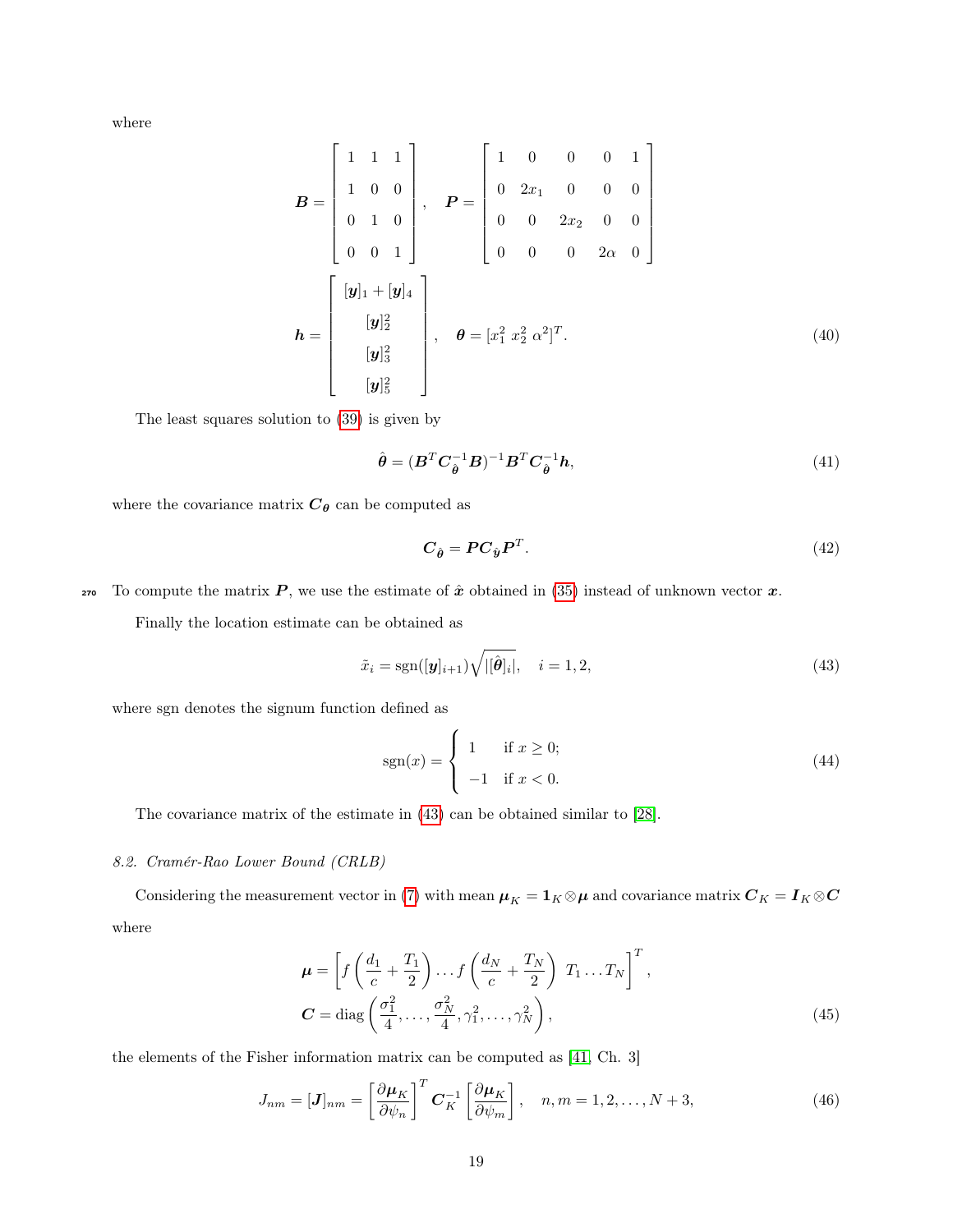where

$$
\boldsymbol{B} = \begin{bmatrix} 1 & 1 & 1 \\ 1 & 0 & 0 \\ 0 & 1 & 0 \\ 0 & 0 & 1 \end{bmatrix}, \quad \boldsymbol{P} = \begin{bmatrix} 1 & 0 & 0 & 0 & 1 \\ 0 & 2x_1 & 0 & 0 & 0 \\ 0 & 0 & 2x_2 & 0 & 0 \\ 0 & 0 & 0 & 2\alpha & 0 \end{bmatrix}
$$

$$
\boldsymbol{h} = \begin{bmatrix} [\boldsymbol{y}]_1 + [\boldsymbol{y}]_4 \\ [\boldsymbol{y}]_2^2 \\ [\boldsymbol{y}]_3^2 \\ [\boldsymbol{y}]_5^2 \end{bmatrix}, \quad \boldsymbol{\theta} = [x_1^2 \ x_2^2 \ \alpha^2]^T. \tag{40}
$$

The least squares solution to (39) is given by

$$
\hat{\boldsymbol{\theta}} = (\boldsymbol{B}^T \boldsymbol{C}_{\hat{\boldsymbol{\theta}}}^{-1} \boldsymbol{B})^{-1} \boldsymbol{B}^T \boldsymbol{C}_{\hat{\boldsymbol{\theta}}}^{-1} \boldsymbol{h}, \tag{41}
$$

where the covariance matrix $\boldsymbol{C}_{\boldsymbol{\theta}}$ can be computed as

$$
\boldsymbol{C}_{\hat{\boldsymbol{\theta}}} = \boldsymbol{P} \boldsymbol{C}_{\hat{\boldsymbol{y}}} \boldsymbol{P}^T. \tag{42}
$$

To compute the matrix $\boldsymbol{P}$, we use the estimate of $\hat{\boldsymbol{x}}$ obtained in (35) instead of unknown vector $\boldsymbol{x}$.

Finally the location estimate can be obtained as

$$
\tilde{x}_i = \operatorname{sgn}([\boldsymbol{y}]_{i+1}) \sqrt{|[\hat{\boldsymbol{\theta}}]_i|}, \quad i = 1, 2, \tag{43}
$$

where sgn denotes the signum function defined as

$$
\operatorname{sgn}(x) = \begin{cases} 1 & \text{if } x \geq 0; \\ -1 & \text{if } x < 0. \end{cases} \tag{44}
$$

The covariance matrix of the estimate in (43) can be obtained similar to [28].

### 8.2. Cramér-Rao Lower Bound (CRLB)

Considering the measurement vector in (7) with mean $\boldsymbol{\mu}_K = \boldsymbol{1}_K \otimes \boldsymbol{\mu}$ and covariance matrix $\boldsymbol{C}_K = \boldsymbol{I}_K \otimes \boldsymbol{C}$ where

$$
\begin{aligned}
\boldsymbol{\mu} &= \left[ f\left(\frac{d_1}{c} + \frac{T_1}{2}\right) \dots f\left(\frac{d_N}{c} + \frac{T_N}{2}\right) \ T_1 \dots T_N \right]^T, \\
\boldsymbol{C} &= \operatorname{diag}\left(\frac{\sigma_1^2}{4}, \dots, \frac{\sigma_N^2}{4}, \gamma_1^2, \dots, \gamma_N^2\right),
\end{aligned} \tag{45}
$$

the elements of the Fisher information matrix can be computed as [41, Ch. 3]

$$
J_{nm} = [\boldsymbol{J}]_{nm} = \left[\frac{\partial \boldsymbol{\mu}_K}{\partial \psi_n}\right]^T \boldsymbol{C}_K^{-1} \left[\frac{\partial \boldsymbol{\mu}_K}{\partial \psi_m}\right], \quad n, m = 1, 2, \dots, N+3, \tag{46}
$$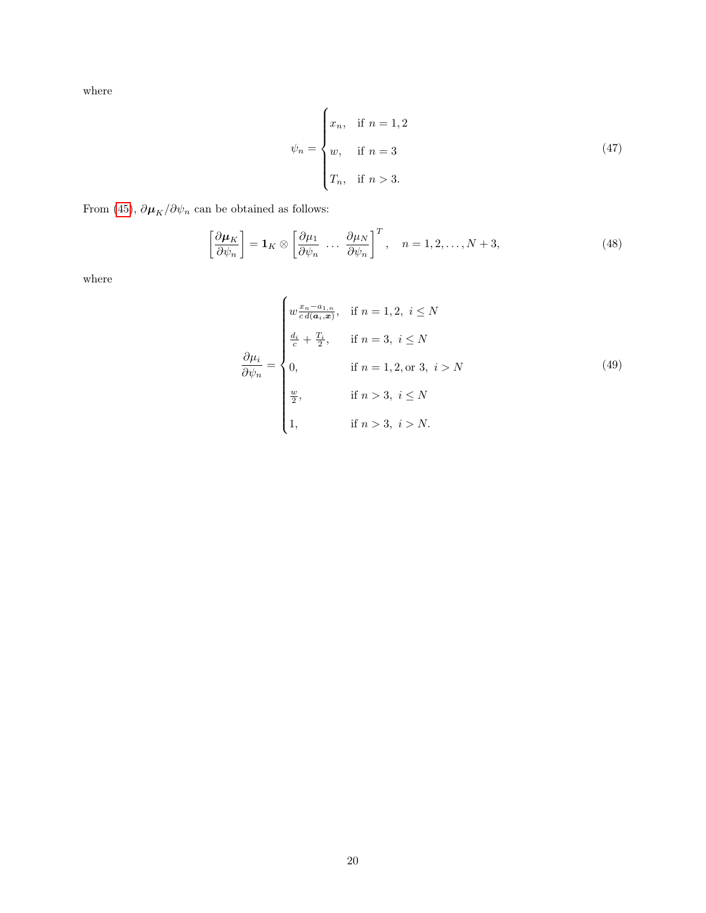where

$$
\psi_n = \begin{cases} x_n, & \text{if } n = 1, 2 \\ w, & \text{if } n = 3 \\ T_n, & \text{if } n > 3. \end{cases} \tag{47}
$$

From (45), $\partial \boldsymbol{\mu}_K / \partial \psi_n$ can be obtained as follows:

$$
\left[ \frac{\partial \boldsymbol{\mu}_K}{\partial \psi_n} \right] = \mathbf{1}_K \otimes \left[ \frac{\partial \mu_1}{\partial \psi_n} \ \cdots \ \frac{\partial \mu_N}{\partial \psi_n} \right]^T, \quad n = 1, 2, \ldots, N+3, \tag{48}
$$

where

$$
\frac{\partial \mu_i}{\partial \psi_n} = \begin{cases} w \frac{x_n - a_{1,n}}{c\, d(\boldsymbol{a}_i, \boldsymbol{x})}, & \text{if } n = 1, 2,\ i \leq N \\ \frac{d_i}{c} + \frac{T_i}{2}, & \text{if } n = 3,\ i \leq N \\ 0, & \text{if } n = 1, 2, \text{or } 3,\ i > N \\ \frac{w}{2}, & \text{if } n > 3,\ i \leq N \\ 1, & \text{if } n > 3,\ i > N. \end{cases} \tag{49}
$$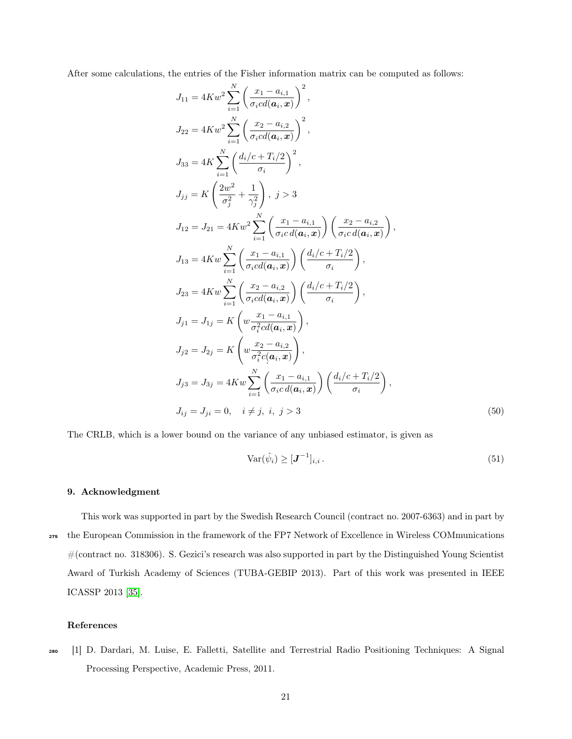After some calculations, the entries of the Fisher information matrix can be computed as follows:

$$
\begin{aligned}
J_{11} &= 4Kw^2 \sum_{i=1}^{N} \left( \frac{x_1 - a_{i,1}}{\sigma_i c d(\boldsymbol{a}_i, \boldsymbol{x})} \right)^2 , \\
J_{22} &= 4Kw^2 \sum_{i=1}^{N} \left( \frac{x_2 - a_{i,2}}{\sigma_i c d(\boldsymbol{a}_i, \boldsymbol{x})} \right)^2 , \\
J_{33} &= 4K \sum_{i=1}^{N} \left( \frac{d_i/c + T_i/2}{\sigma_i} \right)^2 , \\
J_{jj} &= K \left( \frac{2w^2}{\sigma_j^2} + \frac{1}{\gamma_j^2} \right) , \ j > 3 \\
J_{12} = J_{21} &= 4Kw^2 \sum_{i=1}^{N} \left( \frac{x_1 - a_{i,1}}{\sigma_i c \, d(\boldsymbol{a}_i, \boldsymbol{x})} \right) \left( \frac{x_2 - a_{i,2}}{\sigma_i c \, d(\boldsymbol{a}_i, \boldsymbol{x})} \right) , \\
J_{13} &= 4Kw \sum_{i=1}^{N} \left( \frac{x_1 - a_{i,1}}{\sigma_i c d(\boldsymbol{a}_i, \boldsymbol{x})} \right) \left( \frac{d_i/c + T_i/2}{\sigma_i} \right) , \\
J_{23} &= 4Kw \sum_{i=1}^{N} \left( \frac{x_2 - a_{i,2}}{\sigma_i c d(\boldsymbol{a}_i, \boldsymbol{x})} \right) \left( \frac{d_i/c + T_i/2}{\sigma_i} \right) , \\
J_{j1} = J_{1j} &= K \left( w \frac{x_1 - a_{i,1}}{\sigma_i^2 c d(\boldsymbol{a}_i, \boldsymbol{x})} \right) , \\
J_{j2} = J_{2j} &= K \left( w \frac{x_2 - a_{i,2}}{\sigma_i^2 c (\boldsymbol{a}_i, \boldsymbol{x})} \right) , \\
J_{j3} = J_{3j} &= 4Kw \sum_{i=1}^{N} \left( \frac{x_1 - a_{i,1}}{\sigma_i c \, d(\boldsymbol{a}_i, \boldsymbol{x})} \right) \left( \frac{d_i/c + T_i/2}{\sigma_i} \right) , \\
J_{ij} = J_{ji} &= 0, \quad i \neq j, \ i, \ j > 3
\end{aligned}
\tag{50}
$$

The CRLB, which is a lower bound on the variance of any unbiased estimator, is given as

$$
\mathrm{Var}(\hat{\psi}_i) \geq [\boldsymbol{J}^{-1}]_{i,i} \, . \tag{51}
$$

## 9. Acknowledgment

This work was supported in part by the Swedish Research Council (contract no. 2007-6363) and in part by the European Commission in the framework of the FP7 Network of Excellence in Wireless COMmunications #(contract no. 318306). S. Gezici's research was also supported in part by the Distinguished Young Scientist Award of Turkish Academy of Sciences (TUBA-GEBIP 2013). Part of this work was presented in IEEE ICASSP 2013 [35].

## References

[1] D. Dardari, M. Luise, E. Falletti, Satellite and Terrestrial Radio Positioning Techniques: A Signal Processing Perspective, Academic Press, 2011.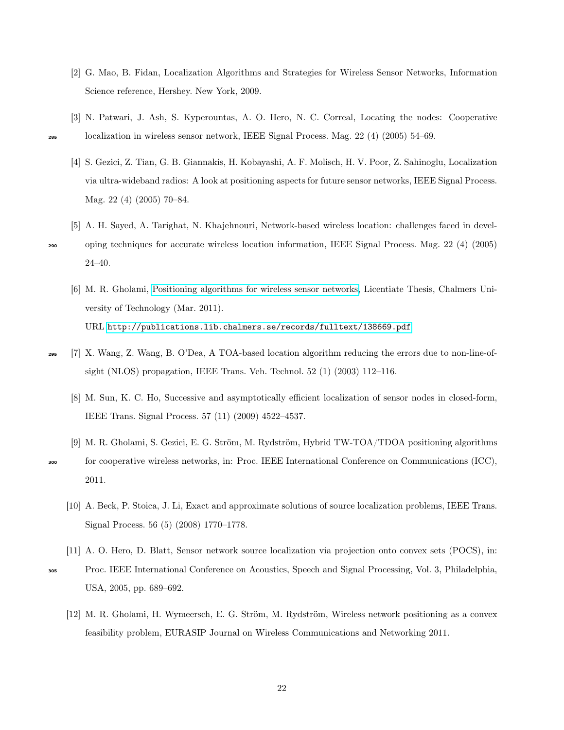[2] G. Mao, B. Fidan, Localization Algorithms and Strategies for Wireless Sensor Networks, Information Science reference, Hershey. New York, 2009.

[3] N. Patwari, J. Ash, S. Kyperountas, A. O. Hero, N. C. Correal, Locating the nodes: Cooperative localization in wireless sensor network, IEEE Signal Process. Mag. 22 (4) (2005) 54–69.

[4] S. Gezici, Z. Tian, G. B. Giannakis, H. Kobayashi, A. F. Molisch, H. V. Poor, Z. Sahinoglu, Localization via ultra-wideband radios: A look at positioning aspects for future sensor networks, IEEE Signal Process. Mag. 22 (4) (2005) 70–84.

[5] A. H. Sayed, A. Tarighat, N. Khajehnouri, Network-based wireless location: challenges faced in developing techniques for accurate wireless location information, IEEE Signal Process. Mag. 22 (4) (2005) 24–40.

[6] M. R. Gholami, Positioning algorithms for wireless sensor networks, Licentiate Thesis, Chalmers University of Technology (Mar. 2011).
URL http://publications.lib.chalmers.se/records/fulltext/138669.pdf

[7] X. Wang, Z. Wang, B. O'Dea, A TOA-based location algorithm reducing the errors due to non-line-of-sight (NLOS) propagation, IEEE Trans. Veh. Technol. 52 (1) (2003) 112–116.

[8] M. Sun, K. C. Ho, Successive and asymptotically efficient localization of sensor nodes in closed-form, IEEE Trans. Signal Process. 57 (11) (2009) 4522–4537.

[9] M. R. Gholami, S. Gezici, E. G. Ström, M. Rydström, Hybrid TW-TOA/TDOA positioning algorithms for cooperative wireless networks, in: Proc. IEEE International Conference on Communications (ICC), 2011.

[10] A. Beck, P. Stoica, J. Li, Exact and approximate solutions of source localization problems, IEEE Trans. Signal Process. 56 (5) (2008) 1770–1778.

[11] A. O. Hero, D. Blatt, Sensor network source localization via projection onto convex sets (POCS), in: Proc. IEEE International Conference on Acoustics, Speech and Signal Processing, Vol. 3, Philadelphia, USA, 2005, pp. 689–692.

[12] M. R. Gholami, H. Wymeersch, E. G. Ström, M. Rydström, Wireless network positioning as a convex feasibility problem, EURASIP Journal on Wireless Communications and Networking 2011.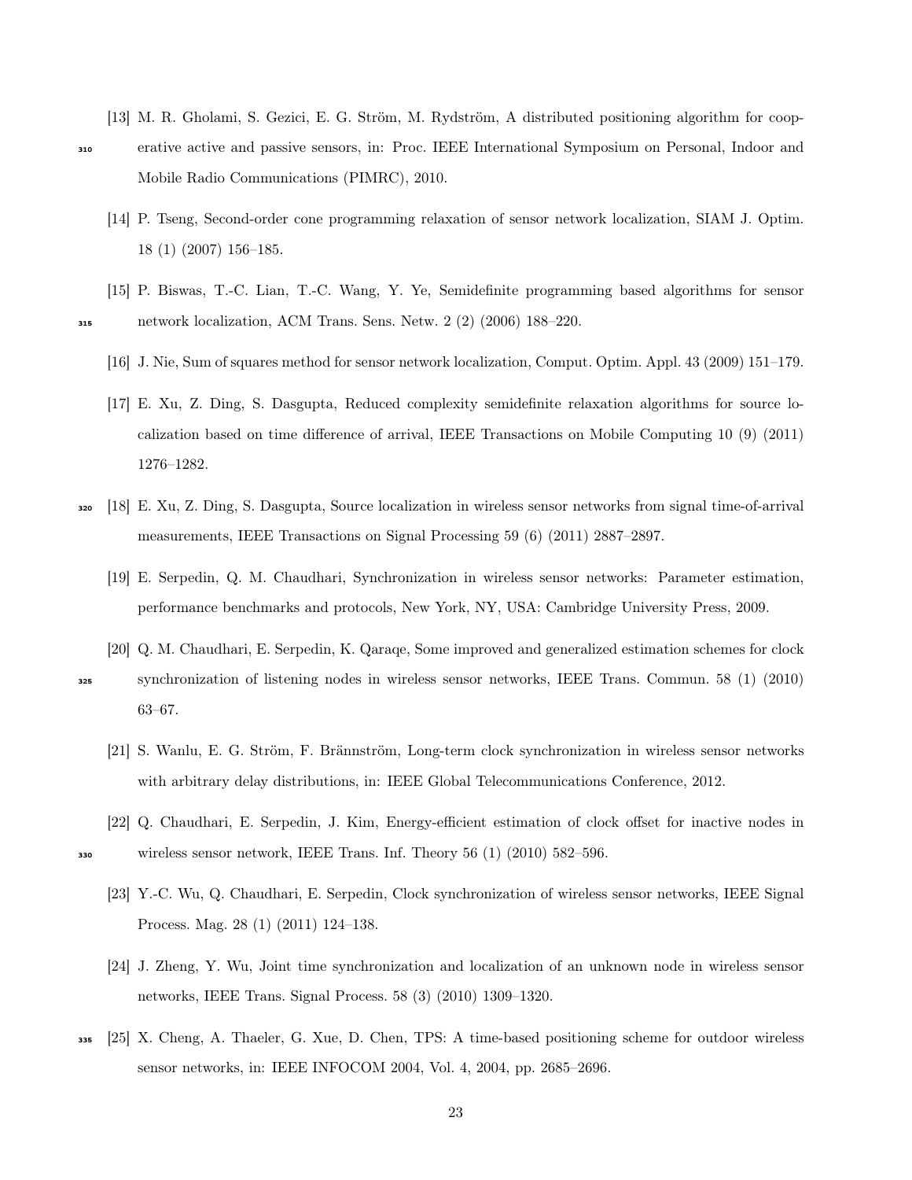[13] M. R. Gholami, S. Gezici, E. G. Ström, M. Rydström, A distributed positioning algorithm for cooperative active and passive sensors, in: Proc. IEEE International Symposium on Personal, Indoor and Mobile Radio Communications (PIMRC), 2010.

[14] P. Tseng, Second-order cone programming relaxation of sensor network localization, SIAM J. Optim. 18 (1) (2007) 156–185.

[15] P. Biswas, T.-C. Lian, T.-C. Wang, Y. Ye, Semidefinite programming based algorithms for sensor network localization, ACM Trans. Sens. Netw. 2 (2) (2006) 188–220.

[16] J. Nie, Sum of squares method for sensor network localization, Comput. Optim. Appl. 43 (2009) 151–179.

[17] E. Xu, Z. Ding, S. Dasgupta, Reduced complexity semidefinite relaxation algorithms for source localization based on time difference of arrival, IEEE Transactions on Mobile Computing 10 (9) (2011) 1276–1282.

[18] E. Xu, Z. Ding, S. Dasgupta, Source localization in wireless sensor networks from signal time-of-arrival measurements, IEEE Transactions on Signal Processing 59 (6) (2011) 2887–2897.

[19] E. Serpedin, Q. M. Chaudhari, Synchronization in wireless sensor networks: Parameter estimation, performance benchmarks and protocols, New York, NY, USA: Cambridge University Press, 2009.

[20] Q. M. Chaudhari, E. Serpedin, K. Qaraqe, Some improved and generalized estimation schemes for clock synchronization of listening nodes in wireless sensor networks, IEEE Trans. Commun. 58 (1) (2010) 63–67.

[21] S. Wanlu, E. G. Ström, F. Brännström, Long-term clock synchronization in wireless sensor networks with arbitrary delay distributions, in: IEEE Global Telecommunications Conference, 2012.

[22] Q. Chaudhari, E. Serpedin, J. Kim, Energy-efficient estimation of clock offset for inactive nodes in wireless sensor network, IEEE Trans. Inf. Theory 56 (1) (2010) 582–596.

[23] Y.-C. Wu, Q. Chaudhari, E. Serpedin, Clock synchronization of wireless sensor networks, IEEE Signal Process. Mag. 28 (1) (2011) 124–138.

[24] J. Zheng, Y. Wu, Joint time synchronization and localization of an unknown node in wireless sensor networks, IEEE Trans. Signal Process. 58 (3) (2010) 1309–1320.

[25] X. Cheng, A. Thaeler, G. Xue, D. Chen, TPS: A time-based positioning scheme for outdoor wireless sensor networks, in: IEEE INFOCOM 2004, Vol. 4, 2004, pp. 2685–2696.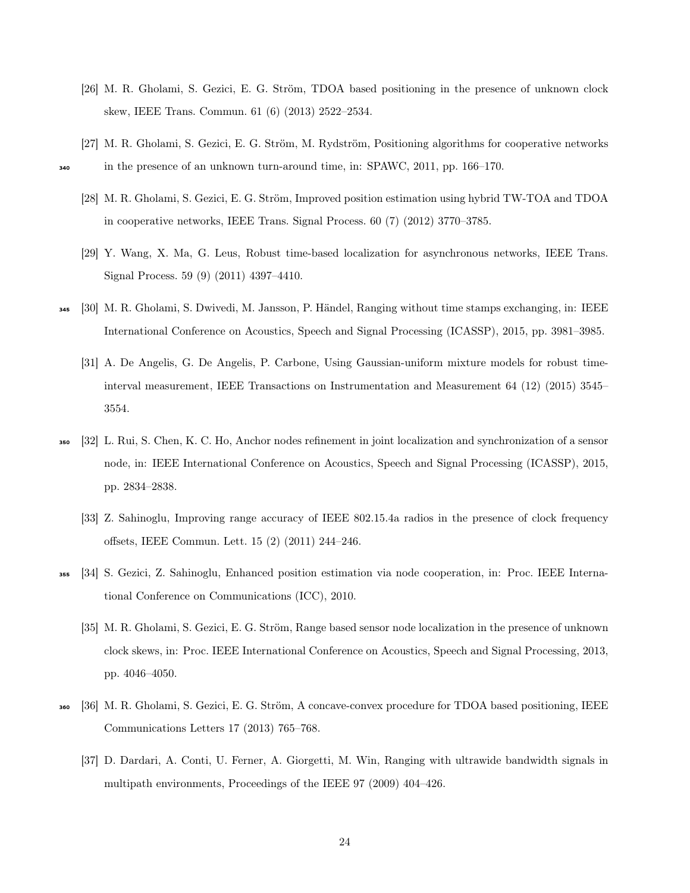[26] M. R. Gholami, S. Gezici, E. G. Ström, TDOA based positioning in the presence of unknown clock skew, IEEE Trans. Commun. 61 (6) (2013) 2522–2534.

[27] M. R. Gholami, S. Gezici, E. G. Ström, M. Rydström, Positioning algorithms for cooperative networks in the presence of an unknown turn-around time, in: SPAWC, 2011, pp. 166–170.

[28] M. R. Gholami, S. Gezici, E. G. Ström, Improved position estimation using hybrid TW-TOA and TDOA in cooperative networks, IEEE Trans. Signal Process. 60 (7) (2012) 3770–3785.

[29] Y. Wang, X. Ma, G. Leus, Robust time-based localization for asynchronous networks, IEEE Trans. Signal Process. 59 (9) (2011) 4397–4410.

[30] M. R. Gholami, S. Dwivedi, M. Jansson, P. Händel, Ranging without time stamps exchanging, in: IEEE International Conference on Acoustics, Speech and Signal Processing (ICASSP), 2015, pp. 3981–3985.

[31] A. De Angelis, G. De Angelis, P. Carbone, Using Gaussian-uniform mixture models for robust time-interval measurement, IEEE Transactions on Instrumentation and Measurement 64 (12) (2015) 3545–3554.

[32] L. Rui, S. Chen, K. C. Ho, Anchor nodes refinement in joint localization and synchronization of a sensor node, in: IEEE International Conference on Acoustics, Speech and Signal Processing (ICASSP), 2015, pp. 2834–2838.

[33] Z. Sahinoglu, Improving range accuracy of IEEE 802.15.4a radios in the presence of clock frequency offsets, IEEE Commun. Lett. 15 (2) (2011) 244–246.

[34] S. Gezici, Z. Sahinoglu, Enhanced position estimation via node cooperation, in: Proc. IEEE International Conference on Communications (ICC), 2010.

[35] M. R. Gholami, S. Gezici, E. G. Ström, Range based sensor node localization in the presence of unknown clock skews, in: Proc. IEEE International Conference on Acoustics, Speech and Signal Processing, 2013, pp. 4046–4050.

[36] M. R. Gholami, S. Gezici, E. G. Ström, A concave-convex procedure for TDOA based positioning, IEEE Communications Letters 17 (2013) 765–768.

[37] D. Dardari, A. Conti, U. Ferner, A. Giorgetti, M. Win, Ranging with ultrawide bandwidth signals in multipath environments, Proceedings of the IEEE 97 (2009) 404–426.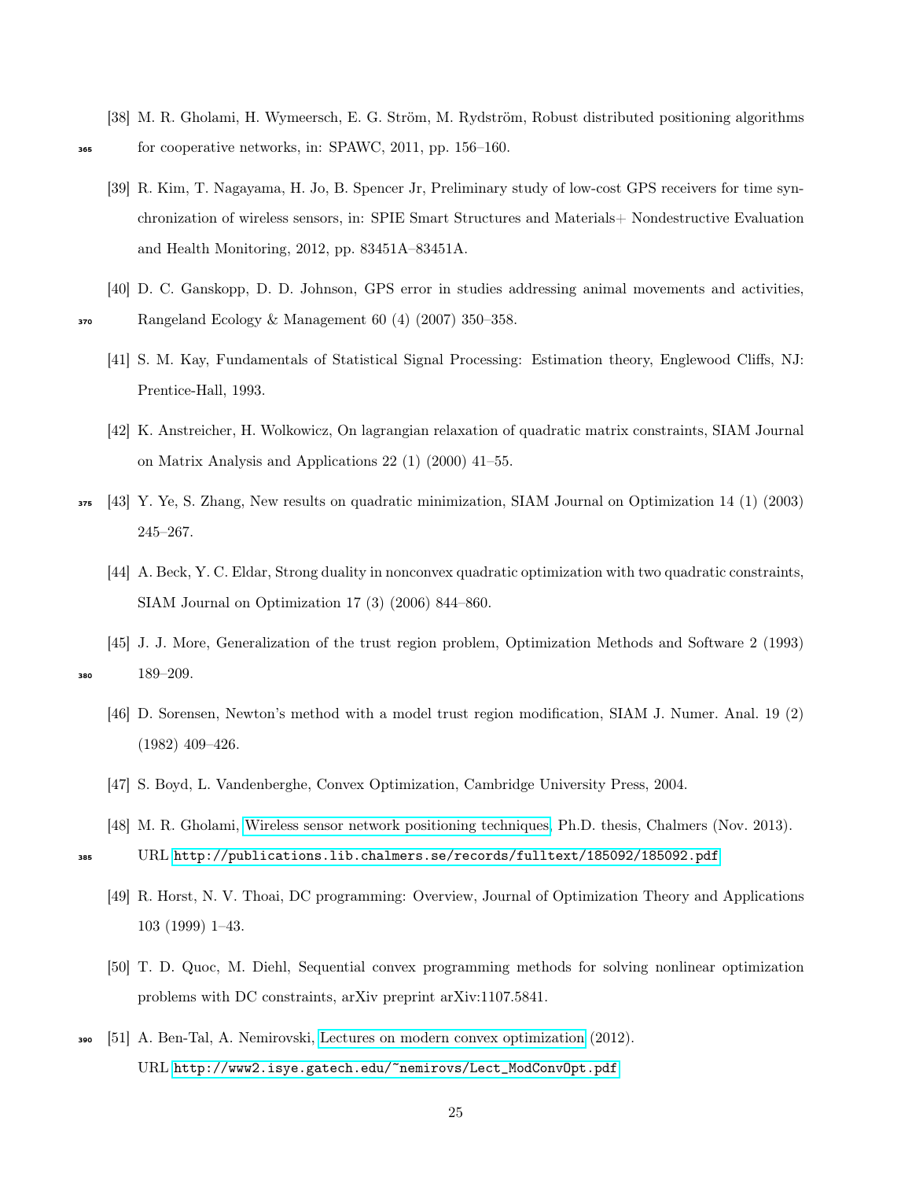[38] M. R. Gholami, H. Wymeersch, E. G. Ström, M. Rydström, Robust distributed positioning algorithms for cooperative networks, in: SPAWC, 2011, pp. 156–160.

[39] R. Kim, T. Nagayama, H. Jo, B. Spencer Jr, Preliminary study of low-cost GPS receivers for time synchronization of wireless sensors, in: SPIE Smart Structures and Materials+ Nondestructive Evaluation and Health Monitoring, 2012, pp. 83451A–83451A.

[40] D. C. Ganskopp, D. D. Johnson, GPS error in studies addressing animal movements and activities, Rangeland Ecology & Management 60 (4) (2007) 350–358.

[41] S. M. Kay, Fundamentals of Statistical Signal Processing: Estimation theory, Englewood Cliffs, NJ: Prentice-Hall, 1993.

[42] K. Anstreicher, H. Wolkowicz, On lagrangian relaxation of quadratic matrix constraints, SIAM Journal on Matrix Analysis and Applications 22 (1) (2000) 41–55.

[43] Y. Ye, S. Zhang, New results on quadratic minimization, SIAM Journal on Optimization 14 (1) (2003) 245–267.

[44] A. Beck, Y. C. Eldar, Strong duality in nonconvex quadratic optimization with two quadratic constraints, SIAM Journal on Optimization 17 (3) (2006) 844–860.

[45] J. J. More, Generalization of the trust region problem, Optimization Methods and Software 2 (1993) 189–209.

[46] D. Sorensen, Newton's method with a model trust region modification, SIAM J. Numer. Anal. 19 (2) (1982) 409–426.

[47] S. Boyd, L. Vandenberghe, Convex Optimization, Cambridge University Press, 2004.

[48] M. R. Gholami, Wireless sensor network positioning techniques, Ph.D. thesis, Chalmers (Nov. 2013). URL http://publications.lib.chalmers.se/records/fulltext/185092/185092.pdf

[49] R. Horst, N. V. Thoai, DC programming: Overview, Journal of Optimization Theory and Applications 103 (1999) 1–43.

[50] T. D. Quoc, M. Diehl, Sequential convex programming methods for solving nonlinear optimization problems with DC constraints, arXiv preprint arXiv:1107.5841.

[51] A. Ben-Tal, A. Nemirovski, Lectures on modern convex optimization (2012). URL http://www2.isye.gatech.edu/~nemirovs/Lect_ModConvOpt.pdf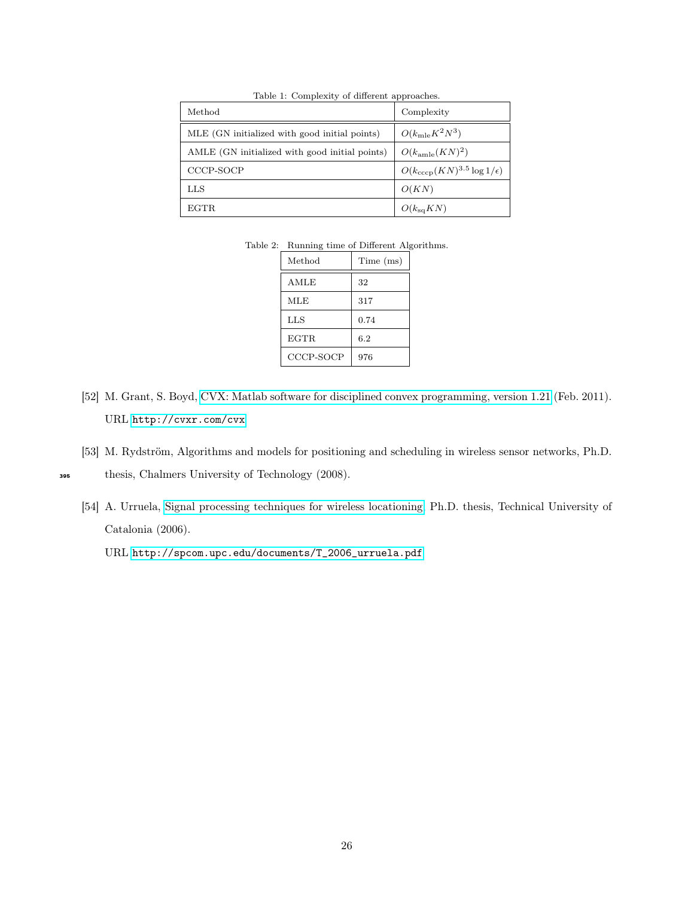Table 1: Complexity of different approaches.

| Method | Complexity |
|---|---|
| MLE (GN initialized with good initial points) | $O(k_{\mathrm{mle}} K^2 N^3)$ |
| AMLE (GN initialized with good initial points) | $O(k_{\mathrm{amle}} (KN)^2)$ |
| CCCP-SOCP | $O(k_{\mathrm{cccp}} (KN)^{3.5} \log 1/\epsilon)$ |
| LLS | $O(KN)$ |
| EGTR | $O(k_{\mathrm{sq}} KN)$ |

Table 2: Running time of Different Algorithms.

| Method | Time (ms) |
|---|---|
| AMLE | 32 |
| MLE | 317 |
| LLS | 0.74 |
| EGTR | 6.2 |
| CCCP-SOCP | 976 |

[52] M. Grant, S. Boyd, CVX: Matlab software for disciplined convex programming, version 1.21 (Feb. 2011). URL http://cvxr.com/cvx

[53] M. Rydström, Algorithms and models for positioning and scheduling in wireless sensor networks, Ph.D. thesis, Chalmers University of Technology (2008).

[54] A. Urruela, Signal processing techniques for wireless locationing, Ph.D. thesis, Technical University of Catalonia (2006).
URL http://spcom.upc.edu/documents/T_2006_urruela.pdf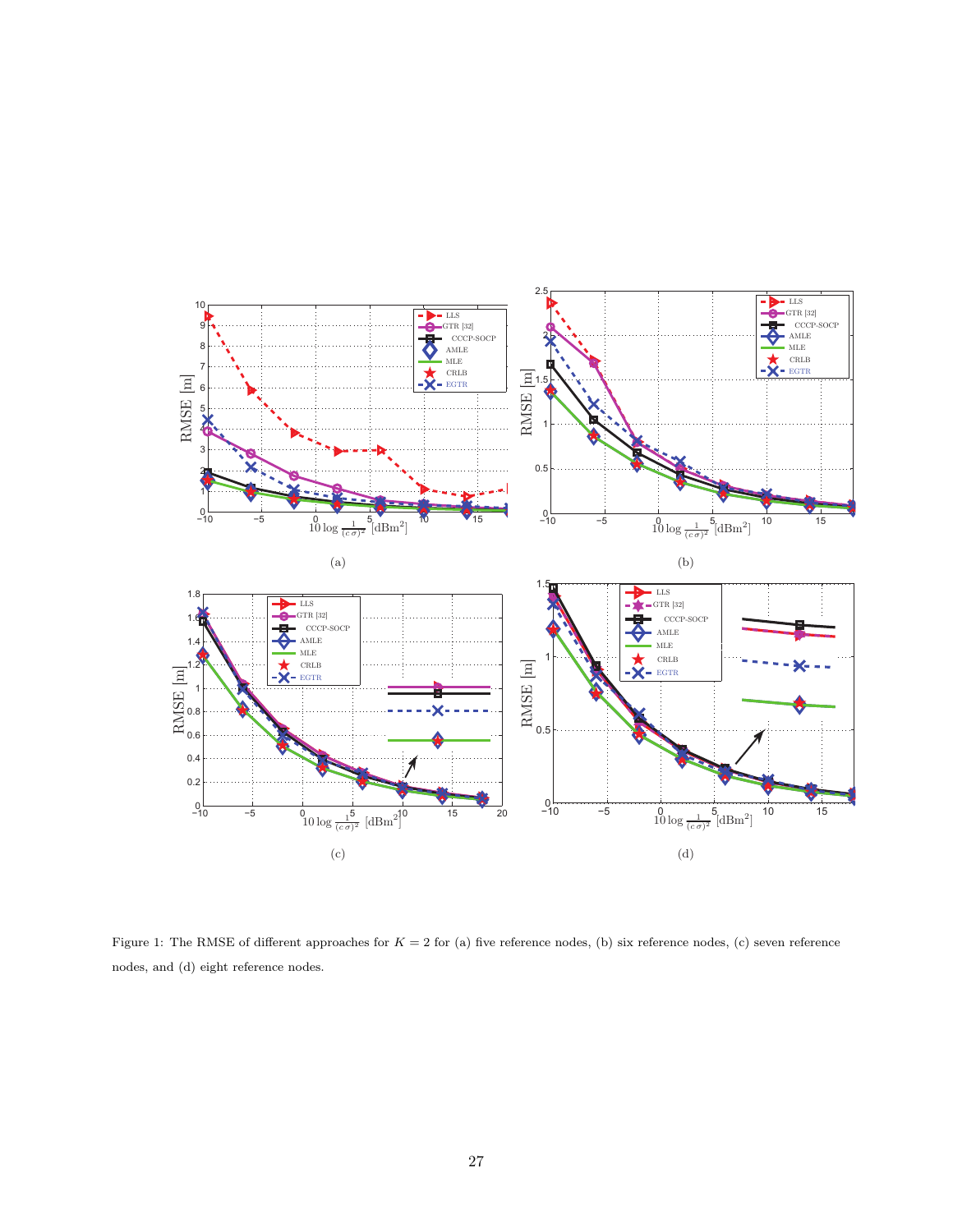Figure 1: The RMSE of different approaches for $K = 2$ for (a) five reference nodes, (b) six reference nodes, (c) seven reference nodes, and (d) eight reference nodes.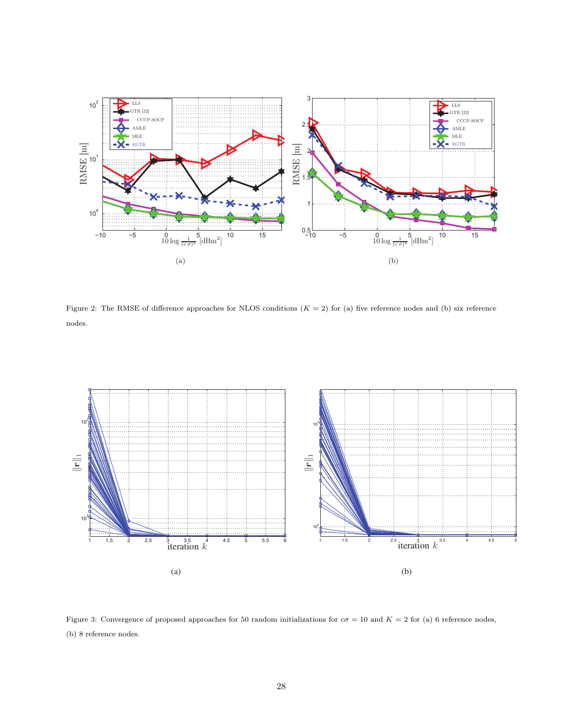Figure 2: The RMSE of difference approaches for NLOS conditions ($K = 2$) for (a) five reference nodes and (b) six reference nodes.

Figure 3: Convergence of proposed approaches for 50 random initializations for $c\sigma = 10$ and $K = 2$ for (a) 6 reference nodes, (b) 8 reference nodes.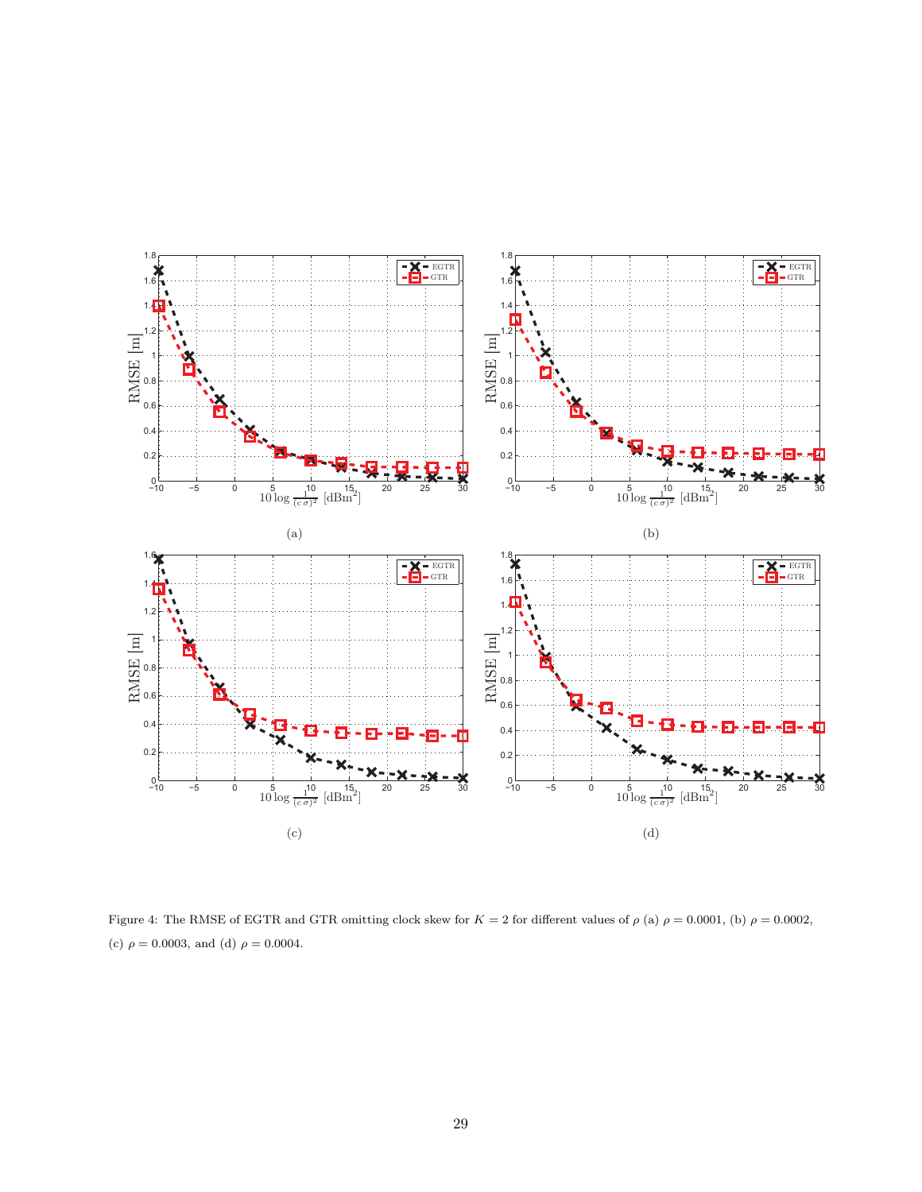EGTR
GTR

RMSE [m]

$10\log\frac{1}{(c\,\sigma)^2}$ [dBm$^2$]

(a)

EGTR
GTR

RMSE [m]

$10\log\frac{1}{(c\,\sigma)^2}$ [dBm$^2$]

(b)

EGTR
GTR

RMSE [m]

$10\log\frac{1}{(c\,\sigma)^2}$ [dBm$^2$]

(c)

EGTR
GTR

RMSE [m]

$10\log\frac{1}{(c\,\sigma)^2}$ [dBm$^2$]

(d)

Figure 4: The RMSE of EGTR and GTR omitting clock skew for $K = 2$ for different values of $\rho$ (a) $\rho = 0.0001$, (b) $\rho = 0.0002$, (c) $\rho = 0.0003$, and (d) $\rho = 0.0004$.